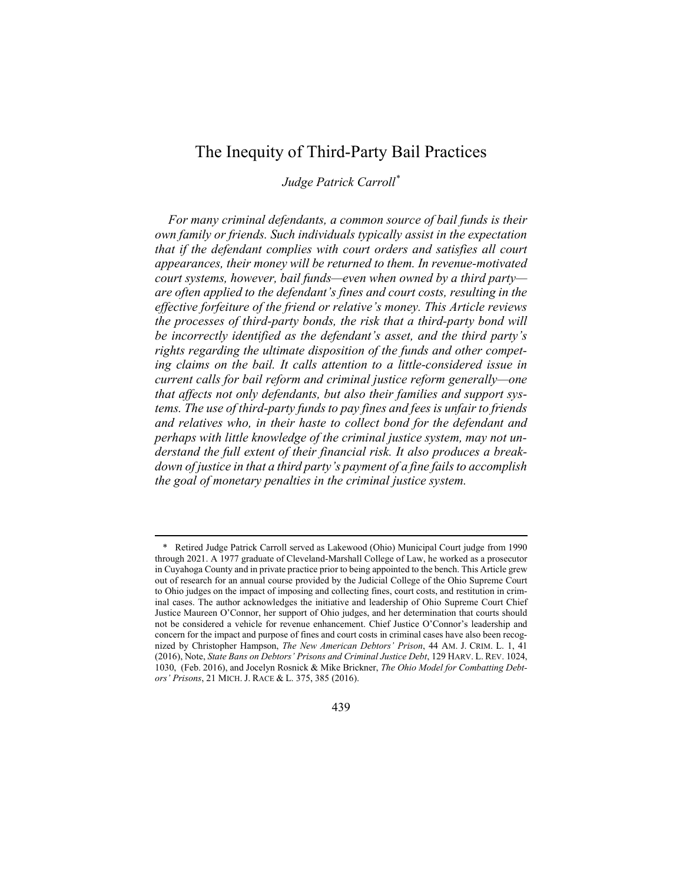# The Inequity of Third-Party Bail Practices

*Judge Patrick Carroll*[*]

*For many criminal defendants, a common source of bail funds is their own family or friends. Such individuals typically assist in the expectation that if the defendant complies with court orders and satisfies all court appearances, their money will be returned to them. In revenue-motivated court systems, however, bail funds—even when owned by a third party—are often applied to the defendant's fines and court costs, resulting in the effective forfeiture of the friend or relative's money. This Article reviews the processes of third-party bonds, the risk that a third-party bond will be incorrectly identified as the defendant's asset, and the third party's rights regarding the ultimate disposition of the funds and other competing claims on the bail. It calls attention to a little-considered issue in current calls for bail reform and criminal justice reform generally—one that affects not only defendants, but also their families and support systems. The use of third-party funds to pay fines and fees is unfair to friends and relatives who, in their haste to collect bond for the defendant and perhaps with little knowledge of the criminal justice system, may not understand the full extent of their financial risk. It also produces a breakdown of justice in that a third party's payment of a fine fails to accomplish the goal of monetary penalties in the criminal justice system.*

---

[*] Retired Judge Patrick Carroll served as Lakewood (Ohio) Municipal Court judge from 1990 through 2021. A 1977 graduate of Cleveland-Marshall College of Law, he worked as a prosecutor in Cuyahoga County and in private practice prior to being appointed to the bench. This Article grew out of research for an annual course provided by the Judicial College of the Ohio Supreme Court to Ohio judges on the impact of imposing and collecting fines, court costs, and restitution in criminal cases. The author acknowledges the initiative and leadership of Ohio Supreme Court Chief Justice Maureen O'Connor, her support of Ohio judges, and her determination that courts should not be considered a vehicle for revenue enhancement. Chief Justice O'Connor's leadership and concern for the impact and purpose of fines and court costs in criminal cases have also been recognized by Christopher Hampson, *The New American Debtors' Prison*, 44 AM. J. CRIM. L. 1, 41 (2016), Note, *State Bans on Debtors' Prisons and Criminal Justice Debt*, 129 HARV. L. REV. 1024, 1030, (Feb. 2016), and Jocelyn Rosnick & Mike Brickner, *The Ohio Model for Combatting Debtors' Prisons*, 21 MICH. J. RACE & L. 375, 385 (2016).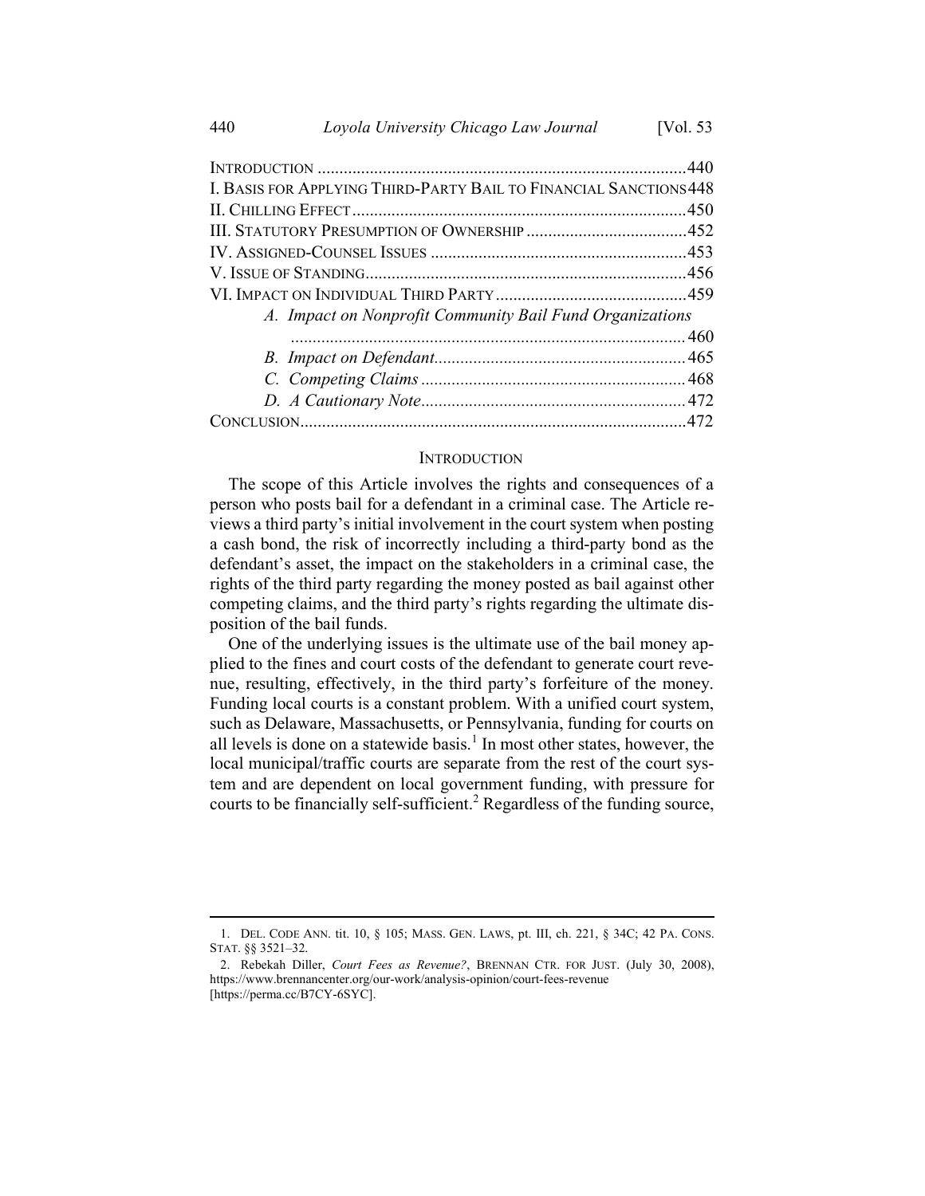| | |
|---|---|
| INTRODUCTION | 440 |
| I. BASIS FOR APPLYING THIRD-PARTY BAIL TO FINANCIAL SANCTIONS | 448 |
| II. CHILLING EFFECT | 450 |
| III. STATUTORY PRESUMPTION OF OWNERSHIP | 452 |
| IV. ASSIGNED-COUNSEL ISSUES | 453 |
| V. ISSUE OF STANDING | 456 |
| VI. IMPACT ON INDIVIDUAL THIRD PARTY | 459 |
| *A. Impact on Nonprofit Community Bail Fund Organizations* | 460 |
| *B. Impact on Defendant* | 465 |
| *C. Competing Claims* | 468 |
| *D. A Cautionary Note* | 472 |
| CONCLUSION | 472 |

## INTRODUCTION

The scope of this Article involves the rights and consequences of a person who posts bail for a defendant in a criminal case. The Article reviews a third party's initial involvement in the court system when posting a cash bond, the risk of incorrectly including a third-party bond as the defendant's asset, the impact on the stakeholders in a criminal case, the rights of the third party regarding the money posted as bail against other competing claims, and the third party's rights regarding the ultimate disposition of the bail funds.

One of the underlying issues is the ultimate use of the bail money applied to the fines and court costs of the defendant to generate court revenue, resulting, effectively, in the third party's forfeiture of the money. Funding local courts is a constant problem. With a unified court system, such as Delaware, Massachusetts, or Pennsylvania, funding for courts on all levels is done on a statewide basis.[1] In most other states, however, the local municipal/traffic courts are separate from the rest of the court system and are dependent on local government funding, with pressure for courts to be financially self-sufficient.[2] Regardless of the funding source,

---

1. DEL. CODE ANN. tit. 10, § 105; MASS. GEN. LAWS, pt. III, ch. 221, § 34C; 42 PA. CONS. STAT. §§ 3521–32.

2. Rebekah Diller, *Court Fees as Revenue?*, BRENNAN CTR. FOR JUST. (July 30, 2008), https://www.brennancenter.org/our-work/analysis-opinion/court-fees-revenue [https://perma.cc/B7CY-6SYC].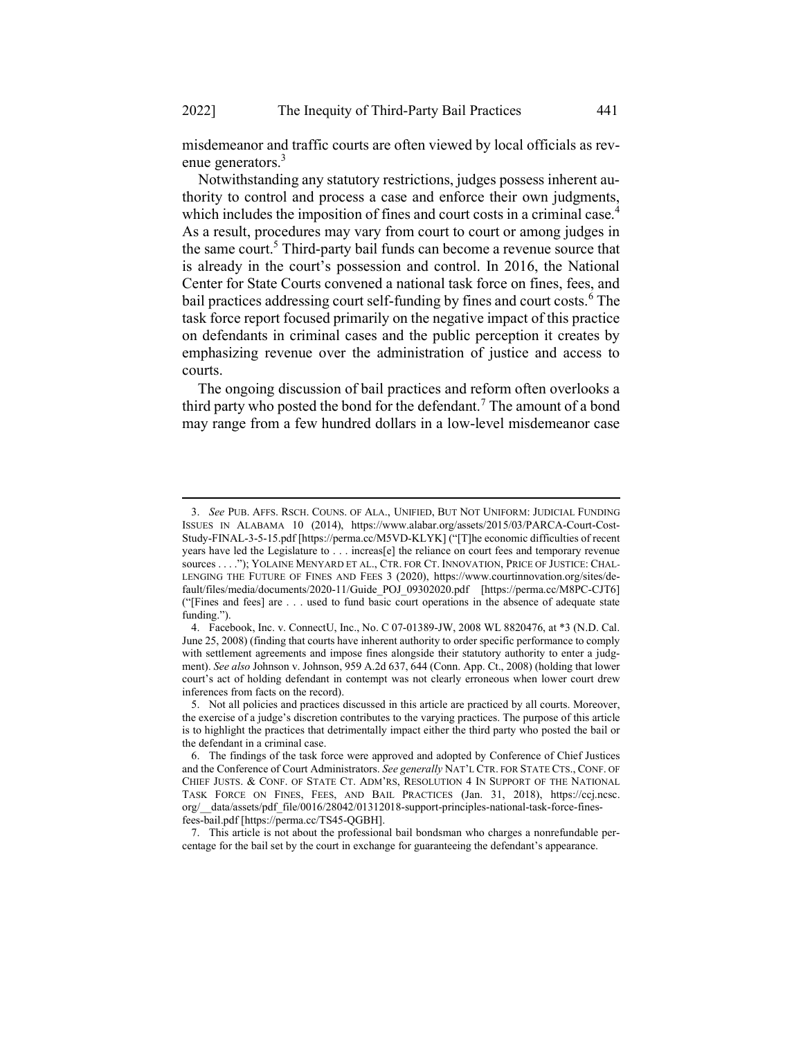misdemeanor and traffic courts are often viewed by local officials as revenue generators.[3]

Notwithstanding any statutory restrictions, judges possess inherent authority to control and process a case and enforce their own judgments, which includes the imposition of fines and court costs in a criminal case.[4] As a result, procedures may vary from court to court or among judges in the same court.[5] Third-party bail funds can become a revenue source that is already in the court's possession and control. In 2016, the National Center for State Courts convened a national task force on fines, fees, and bail practices addressing court self-funding by fines and court costs.[6] The task force report focused primarily on the negative impact of this practice on defendants in criminal cases and the public perception it creates by emphasizing revenue over the administration of justice and access to courts.

The ongoing discussion of bail practices and reform often overlooks a third party who posted the bond for the defendant.[7] The amount of a bond may range from a few hundred dollars in a low-level misdemeanor case

---

3. *See* PUB. AFFS. RSCH. COUNS. OF ALA., UNIFIED, BUT NOT UNIFORM: JUDICIAL FUNDING ISSUES IN ALABAMA 10 (2014), https://www.alabar.org/assets/2015/03/PARCA-Court-Cost-Study-FINAL-3-5-15.pdf [https://perma.cc/M5VD-KLYK] ("[T]he economic difficulties of recent years have led the Legislature to . . . increas[e] the reliance on court fees and temporary revenue sources . . . ."); YOLAINE MENYARD ET AL., CTR. FOR CT. INNOVATION, PRICE OF JUSTICE: CHALLENGING THE FUTURE OF FINES AND FEES 3 (2020), https://www.courtinnovation.org/sites/default/files/media/documents/2020-11/Guide_POJ_09302020.pdf [https://perma.cc/M8PC-CJT6] ("[Fines and fees] are . . . used to fund basic court operations in the absence of adequate state funding.").

4. Facebook, Inc. v. ConnectU, Inc., No. C 07-01389-JW, 2008 WL 8820476, at *3 (N.D. Cal. June 25, 2008) (finding that courts have inherent authority to order specific performance to comply with settlement agreements and impose fines alongside their statutory authority to enter a judgment). *See also* Johnson v. Johnson, 959 A.2d 637, 644 (Conn. App. Ct., 2008) (holding that lower court's act of holding defendant in contempt was not clearly erroneous when lower court drew inferences from facts on the record).

5. Not all policies and practices discussed in this article are practiced by all courts. Moreover, the exercise of a judge's discretion contributes to the varying practices. The purpose of this article is to highlight the practices that detrimentally impact either the third party who posted the bail or the defendant in a criminal case.

6. The findings of the task force were approved and adopted by Conference of Chief Justices and the Conference of Court Administrators. *See generally* NAT'L CTR. FOR STATE CTS., CONF. OF CHIEF JUSTS. & CONF. OF STATE CT. ADM'RS, RESOLUTION 4 IN SUPPORT OF THE NATIONAL TASK FORCE ON FINES, FEES, AND BAIL PRACTICES (Jan. 31, 2018), https://ccj.ncsc.org/__data/assets/pdf_file/0016/28042/01312018-support-principles-national-task-force-fines-fees-bail.pdf [https://perma.cc/TS45-QGBH].

7. This article is not about the professional bail bondsman who charges a nonrefundable percentage for the bail set by the court in exchange for guaranteeing the defendant's appearance.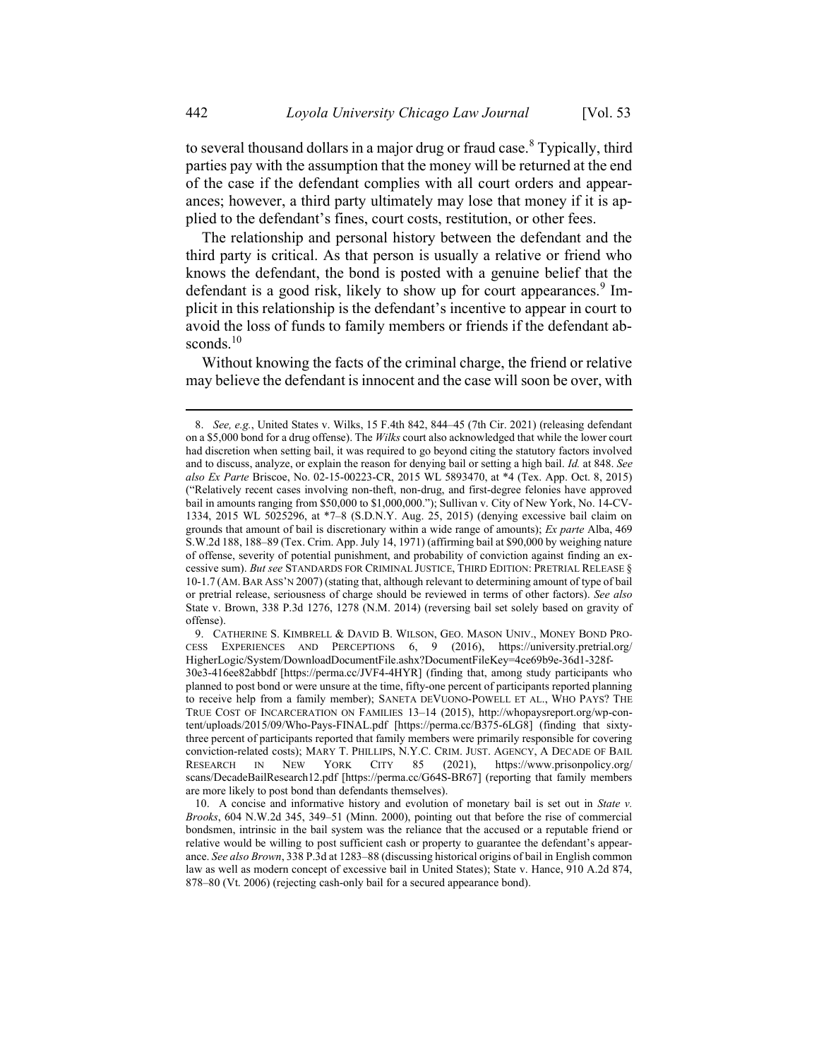to several thousand dollars in a major drug or fraud case.[8] Typically, third parties pay with the assumption that the money will be returned at the end of the case if the defendant complies with all court orders and appearances; however, a third party ultimately may lose that money if it is applied to the defendant's fines, court costs, restitution, or other fees.

The relationship and personal history between the defendant and the third party is critical. As that person is usually a relative or friend who knows the defendant, the bond is posted with a genuine belief that the defendant is a good risk, likely to show up for court appearances.[9] Implicit in this relationship is the defendant's incentive to appear in court to avoid the loss of funds to family members or friends if the defendant absconds.[10]

Without knowing the facts of the criminal charge, the friend or relative may believe the defendant is innocent and the case will soon be over, with

---

8. *See, e.g.*, United States v. Wilks, 15 F.4th 842, 844–45 (7th Cir. 2021) (releasing defendant on a $5,000 bond for a drug offense). The *Wilks* court also acknowledged that while the lower court had discretion when setting bail, it was required to go beyond citing the statutory factors involved and to discuss, analyze, or explain the reason for denying bail or setting a high bail. *Id.* at 848. *See also Ex Parte* Briscoe, No. 02-15-00223-CR, 2015 WL 5893470, at *4 (Tex. App. Oct. 8, 2015) ("Relatively recent cases involving non-theft, non-drug, and first-degree felonies have approved bail in amounts ranging from $50,000 to $1,000,000."); Sullivan v. City of New York, No. 14-CV-1334, 2015 WL 5025296, at *7–8 (S.D.N.Y. Aug. 25, 2015) (denying excessive bail claim on grounds that amount of bail is discretionary within a wide range of amounts); *Ex parte* Alba, 469 S.W.2d 188, 188–89 (Tex. Crim. App. July 14, 1971) (affirming bail at $90,000 by weighing nature of offense, severity of potential punishment, and probability of conviction against finding an excessive sum). *But see* STANDARDS FOR CRIMINAL JUSTICE, THIRD EDITION: PRETRIAL RELEASE § 10-1.7 (AM. BAR ASS'N 2007) (stating that, although relevant to determining amount of type of bail or pretrial release, seriousness of charge should be reviewed in terms of other factors). *See also* State v. Brown, 338 P.3d 1276, 1278 (N.M. 2014) (reversing bail set solely based on gravity of offense).

9. CATHERINE S. KIMBRELL & DAVID B. WILSON, GEO. MASON UNIV., MONEY BOND PROCESS EXPERIENCES AND PERCEPTIONS 6, 9 (2016), https://university.pretrial.org/HigherLogic/System/DownloadDocumentFile.ashx?DocumentFileKey=4ce69b9e-36d1-328f-30e3-416ee82abbdf [https://perma.cc/JVF4-4HYR] (finding that, among study participants who planned to post bond or were unsure at the time, fifty-one percent of participants reported planning to receive help from a family member); SANETA DEVUONO-POWELL ET AL., WHO PAYS? THE TRUE COST OF INCARCERATION ON FAMILIES 13–14 (2015), http://whopaysreport.org/wp-content/uploads/2015/09/Who-Pays-FINAL.pdf [https://perma.cc/B375-6LG8] (finding that sixty-three percent of participants reported that family members were primarily responsible for covering conviction-related costs); MARY T. PHILLIPS, N.Y.C. CRIM. JUST. AGENCY, A DECADE OF BAIL RESEARCH IN NEW YORK CITY 85 (2021), https://www.prisonpolicy.org/scans/DecadeBailResearch12.pdf [https://perma.cc/G64S-BR67] (reporting that family members are more likely to post bond than defendants themselves).

10. A concise and informative history and evolution of monetary bail is set out in *State v. Brooks*, 604 N.W.2d 345, 349–51 (Minn. 2000), pointing out that before the rise of commercial bondsmen, intrinsic in the bail system was the reliance that the accused or a reputable friend or relative would be willing to post sufficient cash or property to guarantee the defendant's appearance. *See also Brown*, 338 P.3d at 1283–88 (discussing historical origins of bail in English common law as well as modern concept of excessive bail in United States); State v. Hance, 910 A.2d 874, 878–80 (Vt. 2006) (rejecting cash-only bail for a secured appearance bond).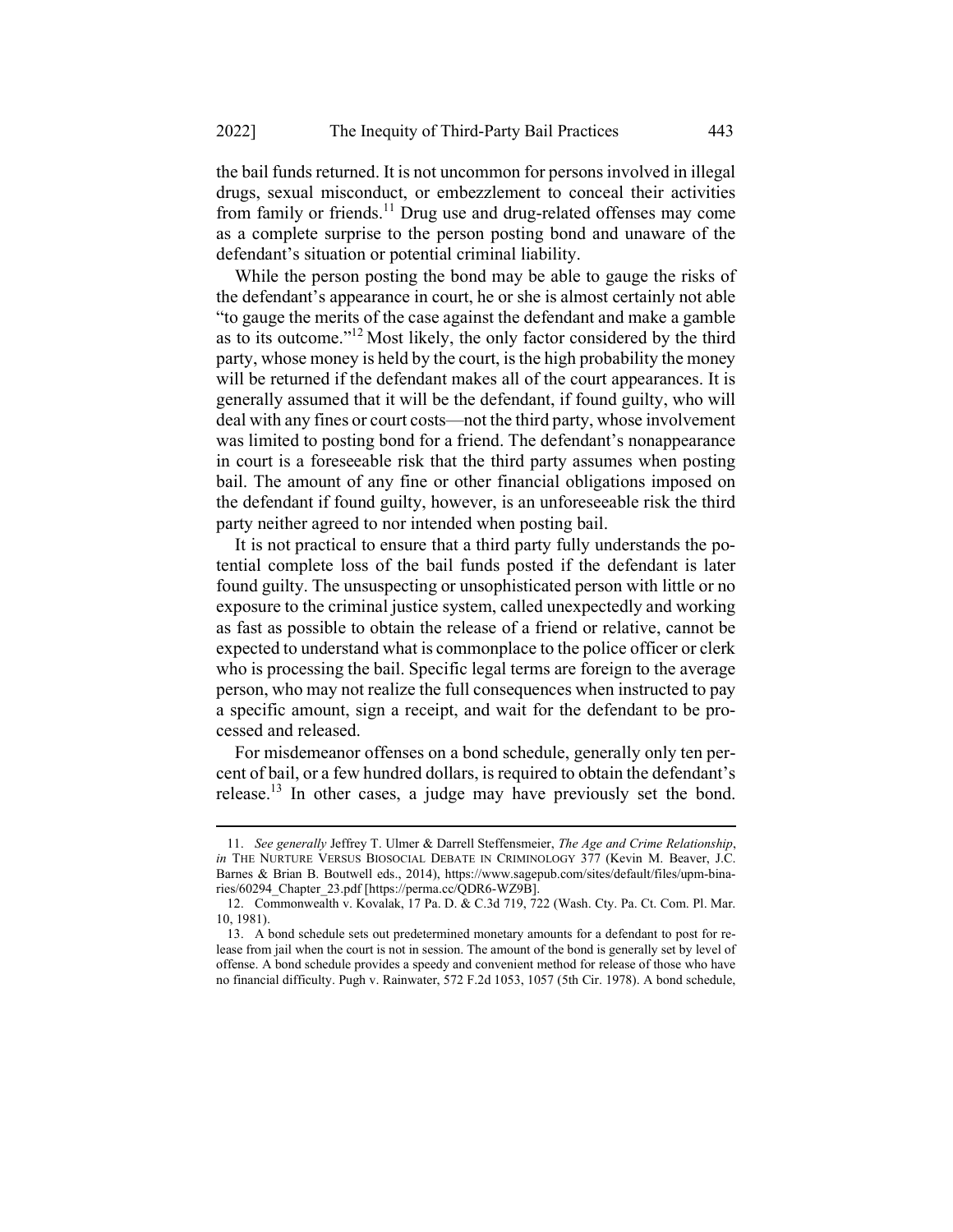the bail funds returned. It is not uncommon for persons involved in illegal drugs, sexual misconduct, or embezzlement to conceal their activities from family or friends.[11] Drug use and drug-related offenses may come as a complete surprise to the person posting bond and unaware of the defendant's situation or potential criminal liability.

While the person posting the bond may be able to gauge the risks of the defendant's appearance in court, he or she is almost certainly not able "to gauge the merits of the case against the defendant and make a gamble as to its outcome."[12] Most likely, the only factor considered by the third party, whose money is held by the court, is the high probability the money will be returned if the defendant makes all of the court appearances. It is generally assumed that it will be the defendant, if found guilty, who will deal with any fines or court costs—not the third party, whose involvement was limited to posting bond for a friend. The defendant's nonappearance in court is a foreseeable risk that the third party assumes when posting bail. The amount of any fine or other financial obligations imposed on the defendant if found guilty, however, is an unforeseeable risk the third party neither agreed to nor intended when posting bail.

It is not practical to ensure that a third party fully understands the potential complete loss of the bail funds posted if the defendant is later found guilty. The unsuspecting or unsophisticated person with little or no exposure to the criminal justice system, called unexpectedly and working as fast as possible to obtain the release of a friend or relative, cannot be expected to understand what is commonplace to the police officer or clerk who is processing the bail. Specific legal terms are foreign to the average person, who may not realize the full consequences when instructed to pay a specific amount, sign a receipt, and wait for the defendant to be processed and released.

For misdemeanor offenses on a bond schedule, generally only ten percent of bail, or a few hundred dollars, is required to obtain the defendant's release.[13] In other cases, a judge may have previously set the bond.

---

11. *See generally* Jeffrey T. Ulmer & Darrell Steffensmeier, *The Age and Crime Relationship*, *in* THE NURTURE VERSUS BIOSOCIAL DEBATE IN CRIMINOLOGY 377 (Kevin M. Beaver, J.C. Barnes & Brian B. Boutwell eds., 2014), https://www.sagepub.com/sites/default/files/upm-binaries/60294_Chapter_23.pdf [https://perma.cc/QDR6-WZ9B].

12. Commonwealth v. Kovalak, 17 Pa. D. & C.3d 719, 722 (Wash. Cty. Pa. Ct. Com. Pl. Mar. 10, 1981).

13. A bond schedule sets out predetermined monetary amounts for a defendant to post for release from jail when the court is not in session. The amount of the bond is generally set by level of offense. A bond schedule provides a speedy and convenient method for release of those who have no financial difficulty. Pugh v. Rainwater, 572 F.2d 1053, 1057 (5th Cir. 1978). A bond schedule,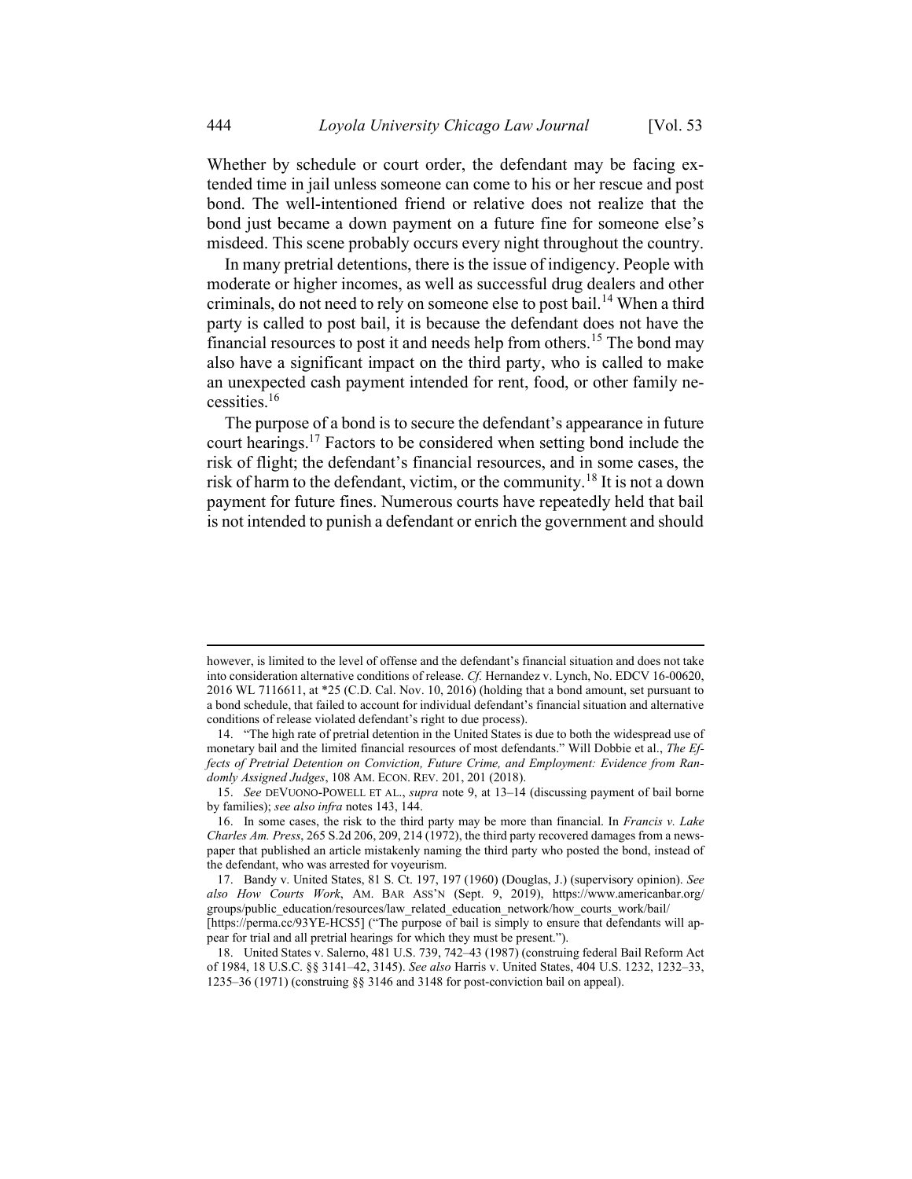Whether by schedule or court order, the defendant may be facing extended time in jail unless someone can come to his or her rescue and post bond. The well-intentioned friend or relative does not realize that the bond just became a down payment on a future fine for someone else's misdeed. This scene probably occurs every night throughout the country.

In many pretrial detentions, there is the issue of indigency. People with moderate or higher incomes, as well as successful drug dealers and other criminals, do not need to rely on someone else to post bail.[14] When a third party is called to post bail, it is because the defendant does not have the financial resources to post it and needs help from others.[15] The bond may also have a significant impact on the third party, who is called to make an unexpected cash payment intended for rent, food, or other family necessities.[16]

The purpose of a bond is to secure the defendant's appearance in future court hearings.[17] Factors to be considered when setting bond include the risk of flight; the defendant's financial resources, and in some cases, the risk of harm to the defendant, victim, or the community.[18] It is not a down payment for future fines. Numerous courts have repeatedly held that bail is not intended to punish a defendant or enrich the government and should

---

however, is limited to the level of offense and the defendant's financial situation and does not take into consideration alternative conditions of release. *Cf.* Hernandez v. Lynch, No. EDCV 16-00620, 2016 WL 7116611, at *25 (C.D. Cal. Nov. 10, 2016) (holding that a bond amount, set pursuant to a bond schedule, that failed to account for individual defendant's financial situation and alternative conditions of release violated defendant's right to due process).

14. "The high rate of pretrial detention in the United States is due to both the widespread use of monetary bail and the limited financial resources of most defendants." Will Dobbie et al., *The Effects of Pretrial Detention on Conviction, Future Crime, and Employment: Evidence from Randomly Assigned Judges*, 108 AM. ECON. REV. 201, 201 (2018).

15. *See* DEVUONO-POWELL ET AL., *supra* note 9, at 13–14 (discussing payment of bail borne by families); *see also infra* notes 143, 144.

16. In some cases, the risk to the third party may be more than financial. In *Francis v. Lake Charles Am. Press*, 265 S.2d 206, 209, 214 (1972), the third party recovered damages from a newspaper that published an article mistakenly naming the third party who posted the bond, instead of the defendant, who was arrested for voyeurism.

17. Bandy v. United States, 81 S. Ct. 197, 197 (1960) (Douglas, J.) (supervisory opinion). *See also How Courts Work*, AM. BAR ASS'N (Sept. 9, 2019), https://www.americanbar.org/groups/public_education/resources/law_related_education_network/how_courts_work/bail/ [https://perma.cc/93YE-HCS5] ("The purpose of bail is simply to ensure that defendants will appear for trial and all pretrial hearings for which they must be present.").

18. United States v. Salerno, 481 U.S. 739, 742–43 (1987) (construing federal Bail Reform Act of 1984, 18 U.S.C. §§ 3141–42, 3145). *See also* Harris v. United States, 404 U.S. 1232, 1232–33, 1235–36 (1971) (construing §§ 3146 and 3148 for post-conviction bail on appeal).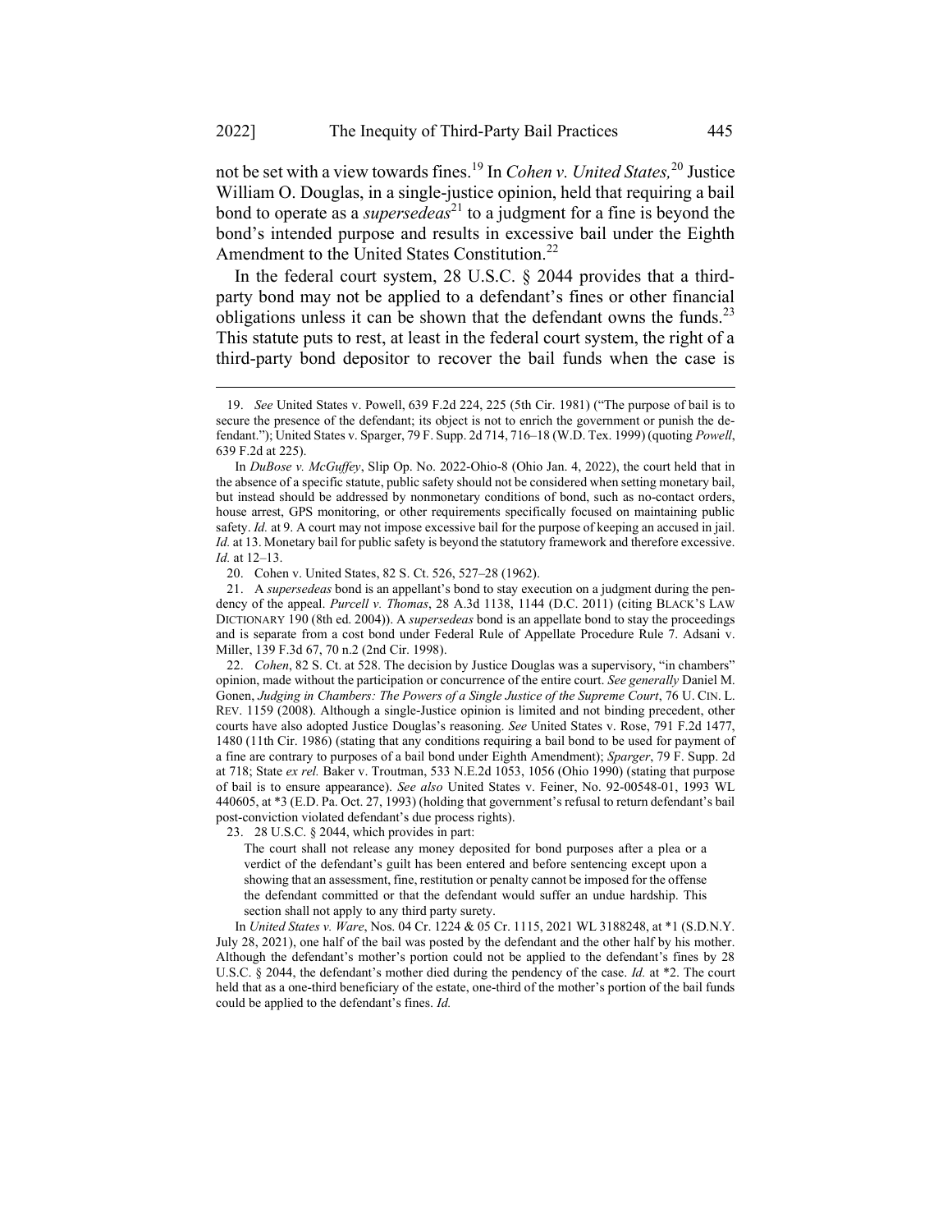not be set with a view towards fines.[19] In *Cohen v. United States,*[20] Justice William O. Douglas, in a single-justice opinion, held that requiring a bail bond to operate as a *supersedeas*[21] to a judgment for a fine is beyond the bond's intended purpose and results in excessive bail under the Eighth Amendment to the United States Constitution.[22]

In the federal court system, 28 U.S.C. § 2044 provides that a third-party bond may not be applied to a defendant's fines or other financial obligations unless it can be shown that the defendant owns the funds.[23] This statute puts to rest, at least in the federal court system, the right of a third-party bond depositor to recover the bail funds when the case is

---

19. *See* United States v. Powell, 639 F.2d 224, 225 (5th Cir. 1981) ("The purpose of bail is to secure the presence of the defendant; its object is not to enrich the government or punish the defendant."); United States v. Sparger, 79 F. Supp. 2d 714, 716–18 (W.D. Tex. 1999) (quoting *Powell*, 639 F.2d at 225).

In *DuBose v. McGuffey*, Slip Op. No. 2022-Ohio-8 (Ohio Jan. 4, 2022), the court held that in the absence of a specific statute, public safety should not be considered when setting monetary bail, but instead should be addressed by nonmonetary conditions of bond, such as no-contact orders, house arrest, GPS monitoring, or other requirements specifically focused on maintaining public safety. *Id.* at 9. A court may not impose excessive bail for the purpose of keeping an accused in jail. *Id.* at 13. Monetary bail for public safety is beyond the statutory framework and therefore excessive. *Id.* at 12–13.

20. Cohen v. United States, 82 S. Ct. 526, 527–28 (1962).

21. A *supersedeas* bond is an appellant's bond to stay execution on a judgment during the pendency of the appeal. *Purcell v. Thomas*, 28 A.3d 1138, 1144 (D.C. 2011) (citing BLACK'S LAW DICTIONARY 190 (8th ed. 2004)). A *supersedeas* bond is an appellate bond to stay the proceedings and is separate from a cost bond under Federal Rule of Appellate Procedure Rule 7. Adsani v. Miller, 139 F.3d 67, 70 n.2 (2nd Cir. 1998).

22. *Cohen*, 82 S. Ct. at 528. The decision by Justice Douglas was a supervisory, "in chambers" opinion, made without the participation or concurrence of the entire court. *See generally* Daniel M. Gonen, *Judging in Chambers: The Powers of a Single Justice of the Supreme Court*, 76 U. CIN. L. REV. 1159 (2008). Although a single-Justice opinion is limited and not binding precedent, other courts have also adopted Justice Douglas's reasoning. *See* United States v. Rose, 791 F.2d 1477, 1480 (11th Cir. 1986) (stating that any conditions requiring a bail bond to be used for payment of a fine are contrary to purposes of a bail bond under Eighth Amendment); *Sparger*, 79 F. Supp. 2d at 718; State *ex rel.* Baker v. Troutman, 533 N.E.2d 1053, 1056 (Ohio 1990) (stating that purpose of bail is to ensure appearance). *See also* United States v. Feiner, No. 92-00548-01, 1993 WL 440605, at *3 (E.D. Pa. Oct. 27, 1993) (holding that government's refusal to return defendant's bail post-conviction violated defendant's due process rights).

23. 28 U.S.C. § 2044, which provides in part:

> The court shall not release any money deposited for bond purposes after a plea or a verdict of the defendant's guilt has been entered and before sentencing except upon a showing that an assessment, fine, restitution or penalty cannot be imposed for the offense the defendant committed or that the defendant would suffer an undue hardship. This section shall not apply to any third party surety.

In *United States v. Ware*, Nos. 04 Cr. 1224 & 05 Cr. 1115, 2021 WL 3188248, at *1 (S.D.N.Y. July 28, 2021), one half of the bail was posted by the defendant and the other half by his mother. Although the defendant's mother's portion could not be applied to the defendant's fines by 28 U.S.C. § 2044, the defendant's mother died during the pendency of the case. *Id.* at *2. The court held that as a one-third beneficiary of the estate, one-third of the mother's portion of the bail funds could be applied to the defendant's fines. *Id.*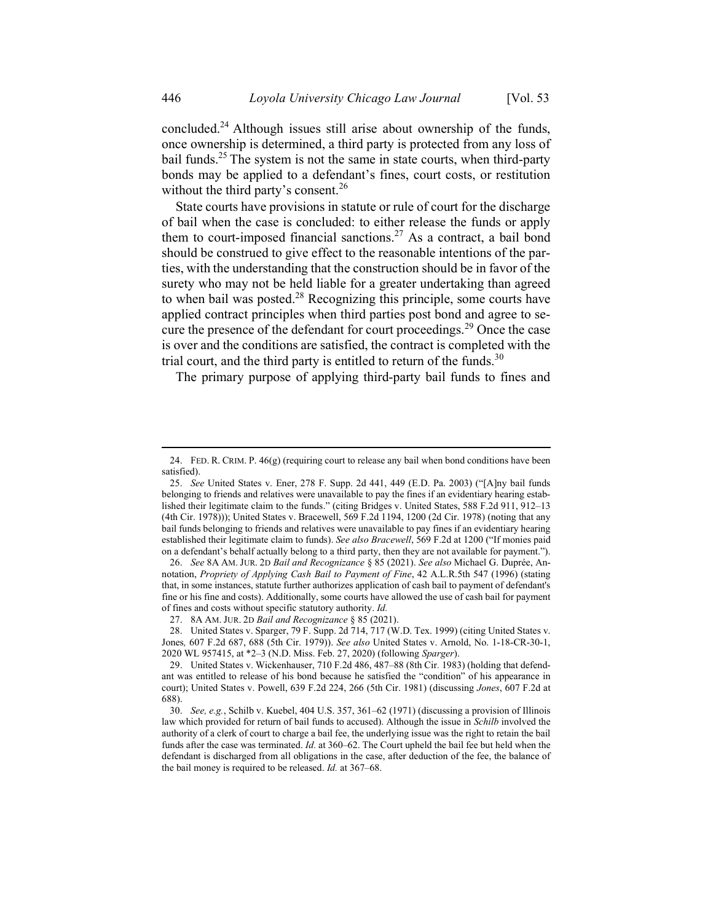concluded.[24] Although issues still arise about ownership of the funds, once ownership is determined, a third party is protected from any loss of bail funds.[25] The system is not the same in state courts, when third-party bonds may be applied to a defendant's fines, court costs, or restitution without the third party's consent.[26]

State courts have provisions in statute or rule of court for the discharge of bail when the case is concluded: to either release the funds or apply them to court-imposed financial sanctions.[27] As a contract, a bail bond should be construed to give effect to the reasonable intentions of the parties, with the understanding that the construction should be in favor of the surety who may not be held liable for a greater undertaking than agreed to when bail was posted.[28] Recognizing this principle, some courts have applied contract principles when third parties post bond and agree to secure the presence of the defendant for court proceedings.[29] Once the case is over and the conditions are satisfied, the contract is completed with the trial court, and the third party is entitled to return of the funds.[30]

The primary purpose of applying third-party bail funds to fines and

---

24. FED. R. CRIM. P. 46(g) (requiring court to release any bail when bond conditions have been satisfied).

25. *See* United States v. Ener, 278 F. Supp. 2d 441, 449 (E.D. Pa. 2003) ("[A]ny bail funds belonging to friends and relatives were unavailable to pay the fines if an evidentiary hearing established their legitimate claim to the funds." (citing Bridges v. United States, 588 F.2d 911, 912–13 (4th Cir. 1978))); United States v. Bracewell, 569 F.2d 1194, 1200 (2d Cir. 1978) (noting that any bail funds belonging to friends and relatives were unavailable to pay fines if an evidentiary hearing established their legitimate claim to funds). *See also Bracewell*, 569 F.2d at 1200 ("If monies paid on a defendant's behalf actually belong to a third party, then they are not available for payment.").

26. *See* 8A AM. JUR. 2D *Bail and Recognizance* § 85 (2021). *See also* Michael G. Duprée, Annotation, *Propriety of Applying Cash Bail to Payment of Fine*, 42 A.L.R.5th 547 (1996) (stating that, in some instances, statute further authorizes application of cash bail to payment of defendant's fine or his fine and costs). Additionally, some courts have allowed the use of cash bail for payment of fines and costs without specific statutory authority. *Id.*

27. 8A AM. JUR. 2D *Bail and Recognizance* § 85 (2021).

28. United States v. Sparger, 79 F. Supp. 2d 714, 717 (W.D. Tex. 1999) (citing United States v. Jones*,* 607 F.2d 687, 688 (5th Cir. 1979)). *See also* United States v. Arnold, No. 1-18-CR-30-1, 2020 WL 957415, at *2–3 (N.D. Miss. Feb. 27, 2020) (following *Sparger*).

29. United States v. Wickenhauser, 710 F.2d 486, 487–88 (8th Cir. 1983) (holding that defendant was entitled to release of his bond because he satisfied the "condition" of his appearance in court); United States v. Powell, 639 F.2d 224, 266 (5th Cir. 1981) (discussing *Jones*, 607 F.2d at 688).

30. *See, e.g.*, Schilb v. Kuebel, 404 U.S. 357, 361–62 (1971) (discussing a provision of Illinois law which provided for return of bail funds to accused). Although the issue in *Schilb* involved the authority of a clerk of court to charge a bail fee, the underlying issue was the right to retain the bail funds after the case was terminated. *Id.* at 360–62. The Court upheld the bail fee but held when the defendant is discharged from all obligations in the case, after deduction of the fee, the balance of the bail money is required to be released. *Id.* at 367–68.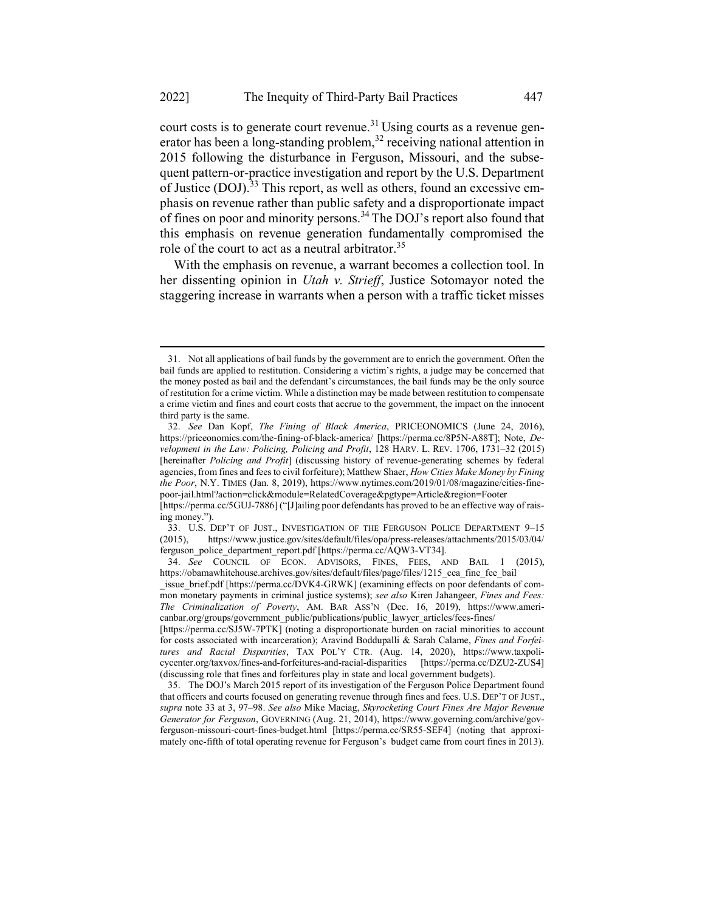court costs is to generate court revenue.[31] Using courts as a revenue generator has been a long-standing problem,[32] receiving national attention in 2015 following the disturbance in Ferguson, Missouri, and the subsequent pattern-or-practice investigation and report by the U.S. Department of Justice (DOJ).[33] This report, as well as others, found an excessive emphasis on revenue rather than public safety and a disproportionate impact of fines on poor and minority persons.[34] The DOJ's report also found that this emphasis on revenue generation fundamentally compromised the role of the court to act as a neutral arbitrator.[35]

With the emphasis on revenue, a warrant becomes a collection tool. In her dissenting opinion in *Utah v. Strieff*, Justice Sotomayor noted the staggering increase in warrants when a person with a traffic ticket misses

---

31. Not all applications of bail funds by the government are to enrich the government. Often the bail funds are applied to restitution. Considering a victim's rights, a judge may be concerned that the money posted as bail and the defendant's circumstances, the bail funds may be the only source of restitution for a crime victim. While a distinction may be made between restitution to compensate a crime victim and fines and court costs that accrue to the government, the impact on the innocent third party is the same.

32. *See* Dan Kopf, *The Fining of Black America*, PRICEONOMICS (June 24, 2016), https://priceonomics.com/the-fining-of-black-america/ [https://perma.cc/8P5N-A88T]; Note, *Development in the Law: Policing, Policing and Profit*, 128 HARV. L. REV. 1706, 1731–32 (2015) [hereinafter *Policing and Profit*] (discussing history of revenue-generating schemes by federal agencies, from fines and fees to civil forfeiture); Matthew Shaer, *How Cities Make Money by Fining the Poor*, N.Y. TIMES (Jan. 8, 2019), https://www.nytimes.com/2019/01/08/magazine/cities-fine-poor-jail.html?action=click&module=RelatedCoverage&pgtype=Article&region=Footer [https://perma.cc/5GUJ-7886] ("[J]ailing poor defendants has proved to be an effective way of raising money.").

33. U.S. DEP'T OF JUST., INVESTIGATION OF THE FERGUSON POLICE DEPARTMENT 9–15 (2015), https://www.justice.gov/sites/default/files/opa/press-releases/attachments/2015/03/04/ferguson_police_department_report.pdf [https://perma.cc/AQW3-VT34].

34. *See* COUNCIL OF ECON. ADVISORS, FINES, FEES, AND BAIL 1 (2015), https://obamawhitehouse.archives.gov/sites/default/files/page/files/1215_cea_fine_fee_bail_issue_brief.pdf [https://perma.cc/DVK4-GRWK] (examining effects on poor defendants of common monetary payments in criminal justice systems); *see also* Kiren Jahangeer, *Fines and Fees: The Criminalization of Poverty*, AM. BAR ASS'N (Dec. 16, 2019), https://www.americanbar.org/groups/government_public/publications/public_lawyer_articles/fees-fines/ [https://perma.cc/SJ5W-7PTK] (noting a disproportionate burden on racial minorities to account for costs associated with incarceration); Aravind Boddupalli & Sarah Calame, *Fines and Forfeitures and Racial Disparities*, TAX POL'Y CTR. (Aug. 14, 2020), https://www.taxpolicycenter.org/taxvox/fines-and-forfeitures-and-racial-disparities [https://perma.cc/DZU2-ZUS4] (discussing role that fines and forfeitures play in state and local government budgets).

35. The DOJ's March 2015 report of its investigation of the Ferguson Police Department found that officers and courts focused on generating revenue through fines and fees. U.S. DEP'T OF JUST., *supra* note 33 at 3, 97–98. *See also* Mike Maciag, *Skyrocketing Court Fines Are Major Revenue Generator for Ferguson*, GOVERNING (Aug. 21, 2014), https://www.governing.com/archive/gov-ferguson-missouri-court-fines-budget.html [https://perma.cc/SR55-SEF4] (noting that approximately one-fifth of total operating revenue for Ferguson's budget came from court fines in 2013).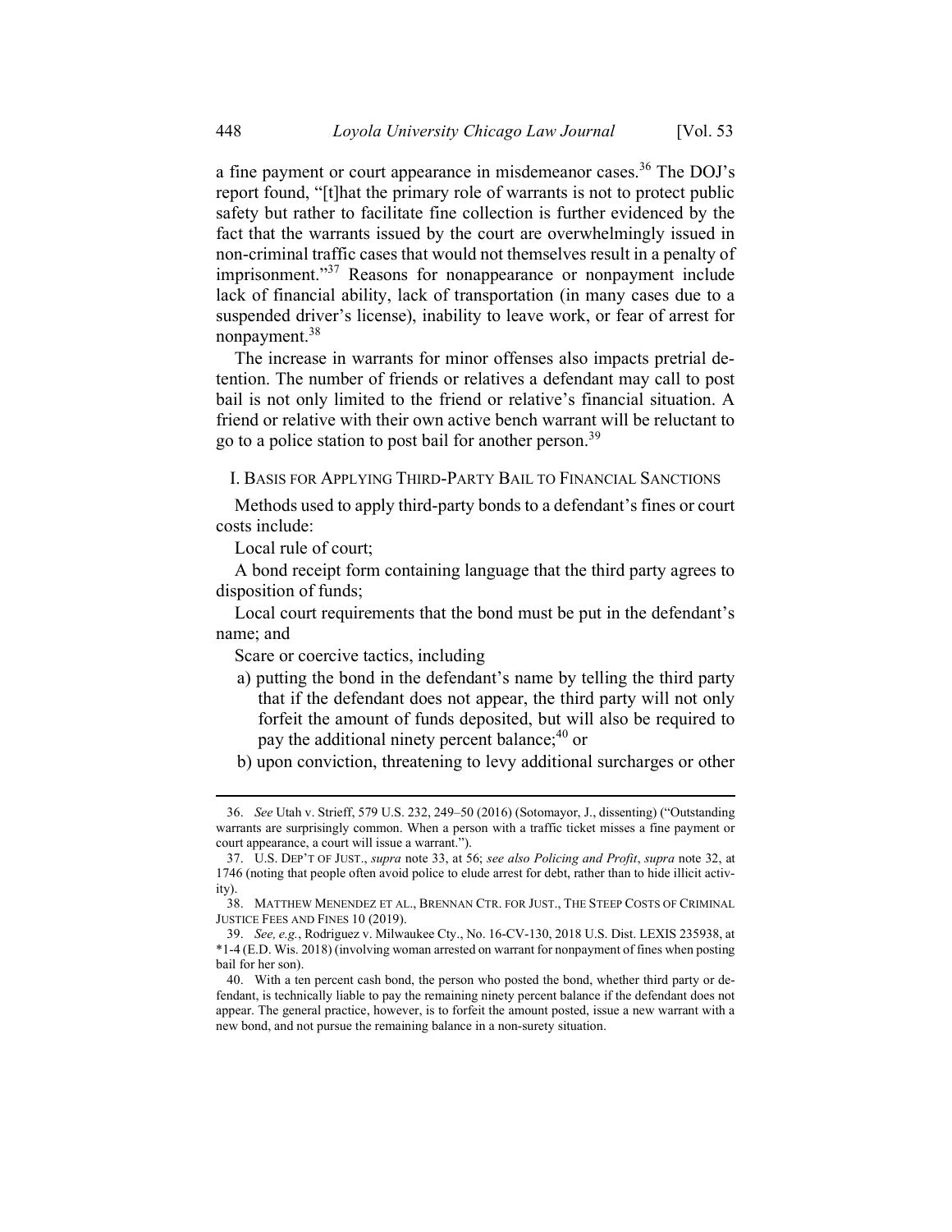a fine payment or court appearance in misdemeanor cases.[36] The DOJ's report found, "[t]hat the primary role of warrants is not to protect public safety but rather to facilitate fine collection is further evidenced by the fact that the warrants issued by the court are overwhelmingly issued in non-criminal traffic cases that would not themselves result in a penalty of imprisonment."[37] Reasons for nonappearance or nonpayment include lack of financial ability, lack of transportation (in many cases due to a suspended driver's license), inability to leave work, or fear of arrest for nonpayment.[38]

The increase in warrants for minor offenses also impacts pretrial detention. The number of friends or relatives a defendant may call to post bail is not only limited to the friend or relative's financial situation. A friend or relative with their own active bench warrant will be reluctant to go to a police station to post bail for another person.[39]

## I. Basis for Applying Third-Party Bail to Financial Sanctions

Methods used to apply third-party bonds to a defendant's fines or court costs include:

Local rule of court;

A bond receipt form containing language that the third party agrees to disposition of funds;

Local court requirements that the bond must be put in the defendant's name; and

Scare or coercive tactics, including

a) putting the bond in the defendant's name by telling the third party that if the defendant does not appear, the third party will not only forfeit the amount of funds deposited, but will also be required to pay the additional ninety percent balance;[40] or

b) upon conviction, threatening to levy additional surcharges or other

---

36. *See* Utah v. Strieff, 579 U.S. 232, 249–50 (2016) (Sotomayor, J., dissenting) ("Outstanding warrants are surprisingly common. When a person with a traffic ticket misses a fine payment or court appearance, a court will issue a warrant.").

37. U.S. DEP'T OF JUST., *supra* note 33, at 56; *see also Policing and Profit*, *supra* note 32, at 1746 (noting that people often avoid police to elude arrest for debt, rather than to hide illicit activity).

38. MATTHEW MENENDEZ ET AL., BRENNAN CTR. FOR JUST., THE STEEP COSTS OF CRIMINAL JUSTICE FEES AND FINES 10 (2019).

39. *See, e.g.*, Rodriguez v. Milwaukee Cty., No. 16-CV-130, 2018 U.S. Dist. LEXIS 235938, at *1-4 (E.D. Wis. 2018) (involving woman arrested on warrant for nonpayment of fines when posting bail for her son).

40. With a ten percent cash bond, the person who posted the bond, whether third party or defendant, is technically liable to pay the remaining ninety percent balance if the defendant does not appear. The general practice, however, is to forfeit the amount posted, issue a new warrant with a new bond, and not pursue the remaining balance in a non-surety situation.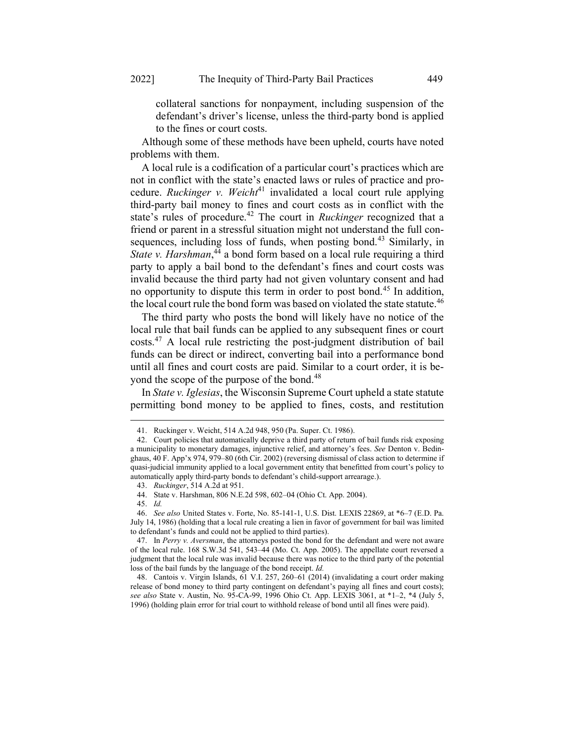collateral sanctions for nonpayment, including suspension of the defendant's driver's license, unless the third-party bond is applied to the fines or court costs.

Although some of these methods have been upheld, courts have noted problems with them.

A local rule is a codification of a particular court's practices which are not in conflict with the state's enacted laws or rules of practice and procedure. *Ruckinger v. Weicht*[41] invalidated a local court rule applying third-party bail money to fines and court costs as in conflict with the state's rules of procedure.[42] The court in *Ruckinger* recognized that a friend or parent in a stressful situation might not understand the full consequences, including loss of funds, when posting bond.[43] Similarly, in *State v. Harshman*,[44] a bond form based on a local rule requiring a third party to apply a bail bond to the defendant's fines and court costs was invalid because the third party had not given voluntary consent and had no opportunity to dispute this term in order to post bond.[45] In addition, the local court rule the bond form was based on violated the state statute.[46]

The third party who posts the bond will likely have no notice of the local rule that bail funds can be applied to any subsequent fines or court costs.[47] A local rule restricting the post-judgment distribution of bail funds can be direct or indirect, converting bail into a performance bond until all fines and court costs are paid. Similar to a court order, it is beyond the scope of the purpose of the bond.[48]

In *State v. Iglesias*, the Wisconsin Supreme Court upheld a state statute permitting bond money to be applied to fines, costs, and restitution

---

41. Ruckinger v. Weicht, 514 A.2d 948, 950 (Pa. Super. Ct. 1986).

42. Court policies that automatically deprive a third party of return of bail funds risk exposing a municipality to monetary damages, injunctive relief, and attorney's fees. *See* Denton v. Bedinghaus, 40 F. App'x 974, 979–80 (6th Cir. 2002) (reversing dismissal of class action to determine if quasi-judicial immunity applied to a local government entity that benefitted from court's policy to automatically apply third-party bonds to defendant's child-support arrearage.).

43. *Ruckinger*, 514 A.2d at 951.

44. State v. Harshman, 806 N.E.2d 598, 602–04 (Ohio Ct. App. 2004).

45. *Id.*

46. *See also* United States v. Forte, No. 85-141-1, U.S. Dist. LEXIS 22869, at *6–7 (E.D. Pa. July 14, 1986) (holding that a local rule creating a lien in favor of government for bail was limited to defendant's funds and could not be applied to third parties).

47. In *Perry v. Aversman*, the attorneys posted the bond for the defendant and were not aware of the local rule. 168 S.W.3d 541, 543–44 (Mo. Ct. App. 2005). The appellate court reversed a judgment that the local rule was invalid because there was notice to the third party of the potential loss of the bail funds by the language of the bond receipt. *Id.*

48. Cantois v. Virgin Islands, 61 V.I. 257, 260–61 (2014) (invalidating a court order making release of bond money to third party contingent on defendant's paying all fines and court costs); *see also* State v. Austin, No. 95-CA-99, 1996 Ohio Ct. App. LEXIS 3061, at *1–2, *4 (July 5, 1996) (holding plain error for trial court to withhold release of bond until all fines were paid).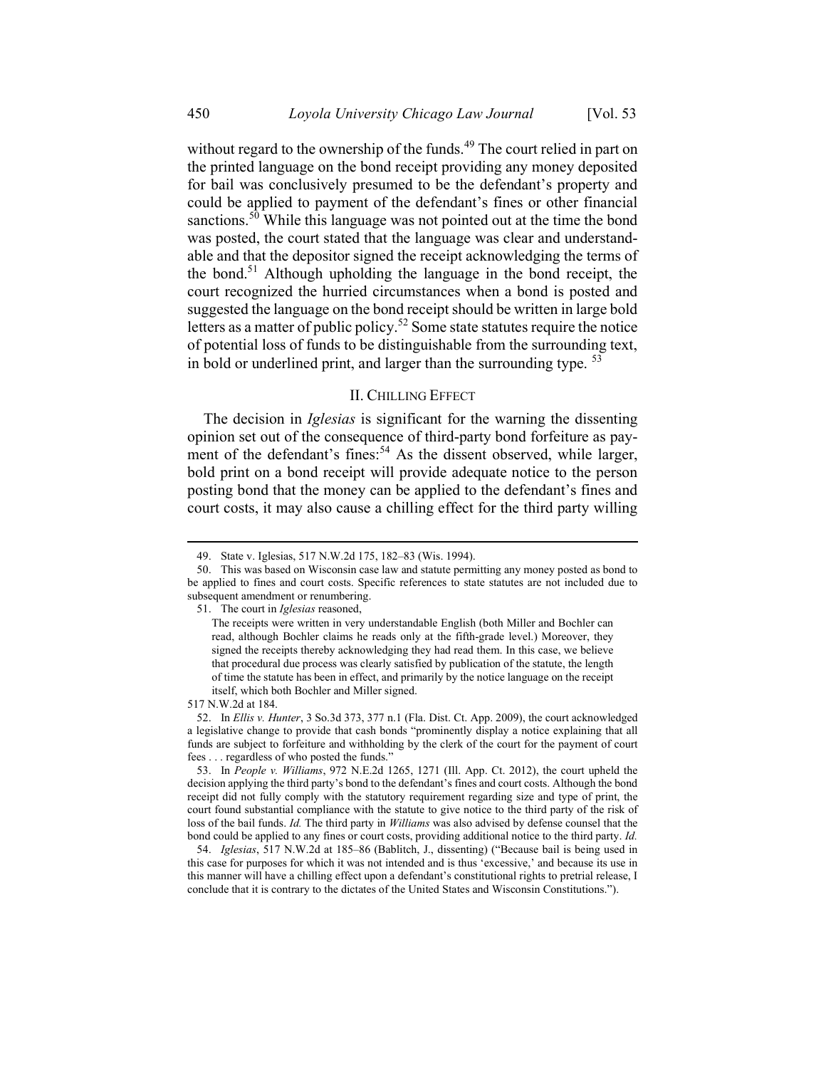without regard to the ownership of the funds.[49] The court relied in part on the printed language on the bond receipt providing any money deposited for bail was conclusively presumed to be the defendant's property and could be applied to payment of the defendant's fines or other financial sanctions.[50] While this language was not pointed out at the time the bond was posted, the court stated that the language was clear and understandable and that the depositor signed the receipt acknowledging the terms of the bond.[51] Although upholding the language in the bond receipt, the court recognized the hurried circumstances when a bond is posted and suggested the language on the bond receipt should be written in large bold letters as a matter of public policy.[52] Some state statutes require the notice of potential loss of funds to be distinguishable from the surrounding text, in bold or underlined print, and larger than the surrounding type. [53]

## II. Chilling Effect

The decision in *Iglesias* is significant for the warning the dissenting opinion set out of the consequence of third-party bond forfeiture as payment of the defendant's fines:[54] As the dissent observed, while larger, bold print on a bond receipt will provide adequate notice to the person posting bond that the money can be applied to the defendant's fines and court costs, it may also cause a chilling effect for the third party willing

---

49. State v. Iglesias, 517 N.W.2d 175, 182–83 (Wis. 1994).

50. This was based on Wisconsin case law and statute permitting any money posted as bond to be applied to fines and court costs. Specific references to state statutes are not included due to subsequent amendment or renumbering.

51. The court in *Iglesias* reasoned,

> The receipts were written in very understandable English (both Miller and Bochler can read, although Bochler claims he reads only at the fifth-grade level.) Moreover, they signed the receipts thereby acknowledging they had read them. In this case, we believe that procedural due process was clearly satisfied by publication of the statute, the length of time the statute has been in effect, and primarily by the notice language on the receipt itself, which both Bochler and Miller signed.

517 N.W.2d at 184.

52. In *Ellis v. Hunter*, 3 So.3d 373, 377 n.1 (Fla. Dist. Ct. App. 2009), the court acknowledged a legislative change to provide that cash bonds "prominently display a notice explaining that all funds are subject to forfeiture and withholding by the clerk of the court for the payment of court fees . . . regardless of who posted the funds."

53. In *People v. Williams*, 972 N.E.2d 1265, 1271 (Ill. App. Ct. 2012), the court upheld the decision applying the third party's bond to the defendant's fines and court costs. Although the bond receipt did not fully comply with the statutory requirement regarding size and type of print, the court found substantial compliance with the statute to give notice to the third party of the risk of loss of the bail funds. *Id.* The third party in *Williams* was also advised by defense counsel that the bond could be applied to any fines or court costs, providing additional notice to the third party. *Id.*

54. *Iglesias*, 517 N.W.2d at 185–86 (Bablitch, J., dissenting) ("Because bail is being used in this case for purposes for which it was not intended and is thus 'excessive,' and because its use in this manner will have a chilling effect upon a defendant's constitutional rights to pretrial release, I conclude that it is contrary to the dictates of the United States and Wisconsin Constitutions.").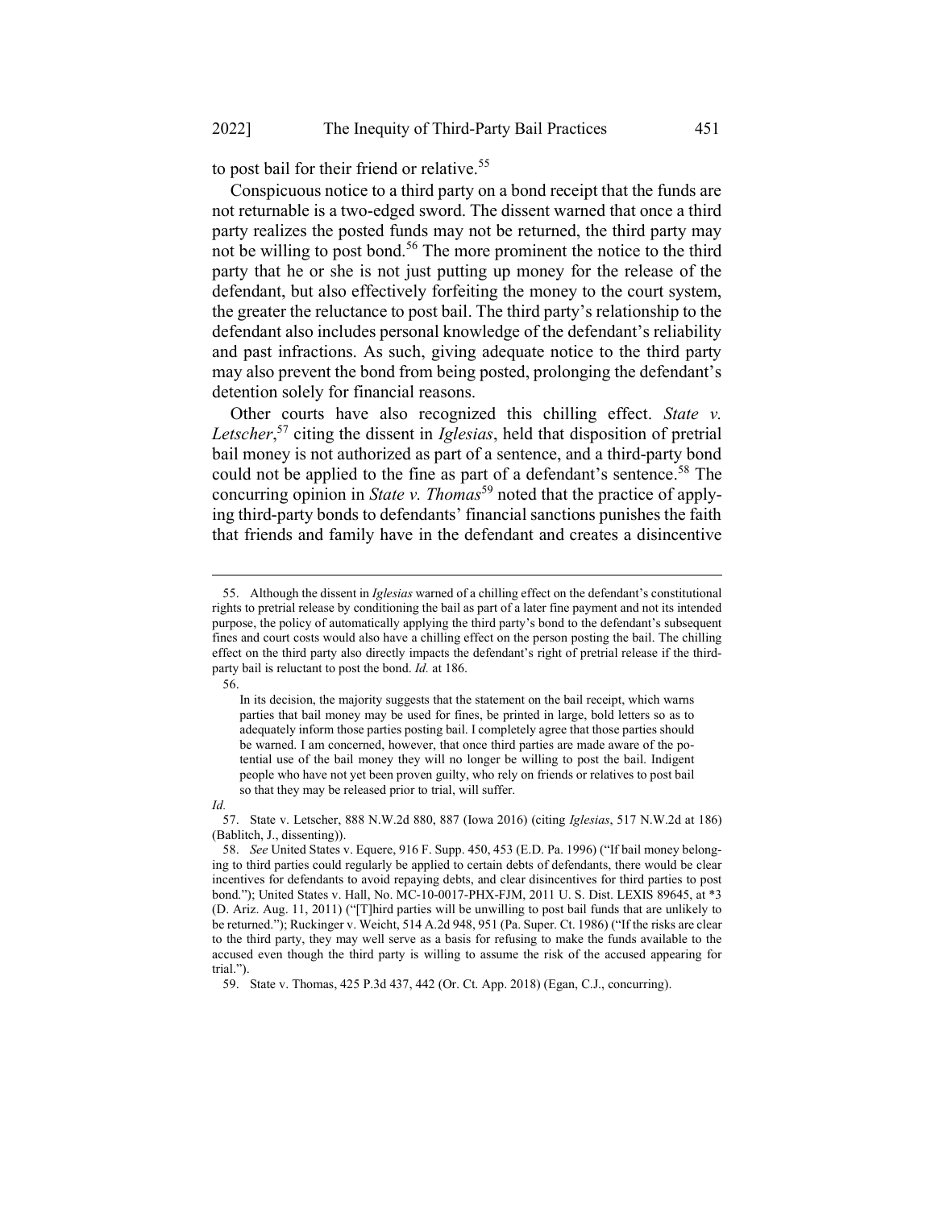to post bail for their friend or relative.[55]

Conspicuous notice to a third party on a bond receipt that the funds are not returnable is a two-edged sword. The dissent warned that once a third party realizes the posted funds may not be returned, the third party may not be willing to post bond.[56] The more prominent the notice to the third party that he or she is not just putting up money for the release of the defendant, but also effectively forfeiting the money to the court system, the greater the reluctance to post bail. The third party's relationship to the defendant also includes personal knowledge of the defendant's reliability and past infractions. As such, giving adequate notice to the third party may also prevent the bond from being posted, prolonging the defendant's detention solely for financial reasons.

Other courts have also recognized this chilling effect. *State v. Letscher*,[57] citing the dissent in *Iglesias*, held that disposition of pretrial bail money is not authorized as part of a sentence, and a third-party bond could not be applied to the fine as part of a defendant's sentence.[58] The concurring opinion in *State v. Thomas*[59] noted that the practice of applying third-party bonds to defendants' financial sanctions punishes the faith that friends and family have in the defendant and creates a disincentive

---

55. Although the dissent in *Iglesias* warned of a chilling effect on the defendant's constitutional rights to pretrial release by conditioning the bail as part of a later fine payment and not its intended purpose, the policy of automatically applying the third party's bond to the defendant's subsequent fines and court costs would also have a chilling effect on the person posting the bail. The chilling effect on the third party also directly impacts the defendant's right of pretrial release if the third-party bail is reluctant to post the bond. *Id.* at 186.

56.

> In its decision, the majority suggests that the statement on the bail receipt, which warns parties that bail money may be used for fines, be printed in large, bold letters so as to adequately inform those parties posting bail. I completely agree that those parties should be warned. I am concerned, however, that once third parties are made aware of the potential use of the bail money they will no longer be willing to post the bail. Indigent people who have not yet been proven guilty, who rely on friends or relatives to post bail so that they may be released prior to trial, will suffer.

*Id.*

57. State v. Letscher, 888 N.W.2d 880, 887 (Iowa 2016) (citing *Iglesias*, 517 N.W.2d at 186) (Bablitch, J., dissenting)).

58. *See* United States v. Equere, 916 F. Supp. 450, 453 (E.D. Pa. 1996) ("If bail money belonging to third parties could regularly be applied to certain debts of defendants, there would be clear incentives for defendants to avoid repaying debts, and clear disincentives for third parties to post bond."); United States v. Hall, No. MC-10-0017-PHX-FJM, 2011 U. S. Dist. LEXIS 89645, at *3 (D. Ariz. Aug. 11, 2011) ("[T]hird parties will be unwilling to post bail funds that are unlikely to be returned."); Ruckinger v. Weicht, 514 A.2d 948, 951 (Pa. Super. Ct. 1986) ("If the risks are clear to the third party, they may well serve as a basis for refusing to make the funds available to the accused even though the third party is willing to assume the risk of the accused appearing for trial.").

59. State v. Thomas, 425 P.3d 437, 442 (Or. Ct. App. 2018) (Egan, C.J., concurring).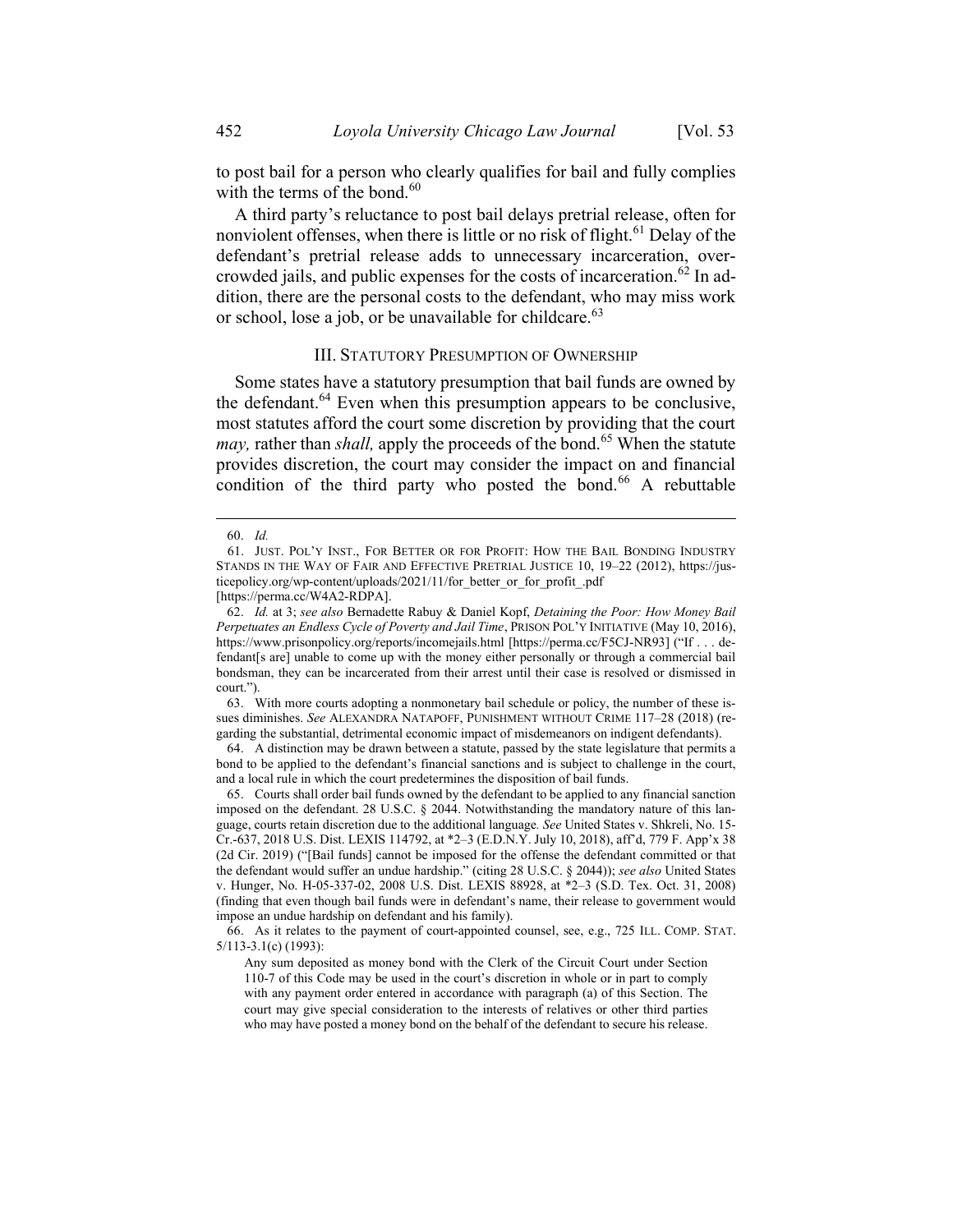to post bail for a person who clearly qualifies for bail and fully complies with the terms of the bond.[60]

A third party's reluctance to post bail delays pretrial release, often for nonviolent offenses, when there is little or no risk of flight.[61] Delay of the defendant's pretrial release adds to unnecessary incarceration, overcrowded jails, and public expenses for the costs of incarceration.[62] In addition, there are the personal costs to the defendant, who may miss work or school, lose a job, or be unavailable for childcare.[63]

## III. STATUTORY PRESUMPTION OF OWNERSHIP

Some states have a statutory presumption that bail funds are owned by the defendant.[64] Even when this presumption appears to be conclusive, most statutes afford the court some discretion by providing that the court *may,* rather than *shall,* apply the proceeds of the bond.[65] When the statute provides discretion, the court may consider the impact on and financial condition of the third party who posted the bond.[66] A rebuttable

---

60. *Id.*

61. JUST. POL'Y INST., FOR BETTER OR FOR PROFIT: HOW THE BAIL BONDING INDUSTRY STANDS IN THE WAY OF FAIR AND EFFECTIVE PRETRIAL JUSTICE 10, 19–22 (2012), https://justicepolicy.org/wp-content/uploads/2021/11/for_better_or_for_profit_.pdf [https://perma.cc/W4A2-RDPA].

62. *Id.* at 3; *see also* Bernadette Rabuy & Daniel Kopf, *Detaining the Poor: How Money Bail Perpetuates an Endless Cycle of Poverty and Jail Time*, PRISON POL'Y INITIATIVE (May 10, 2016), https://www.prisonpolicy.org/reports/incomejails.html [https://perma.cc/F5CJ-NR93] ("If . . . defendant[s are] unable to come up with the money either personally or through a commercial bail bondsman, they can be incarcerated from their arrest until their case is resolved or dismissed in court.").

63. With more courts adopting a nonmonetary bail schedule or policy, the number of these issues diminishes. *See* ALEXANDRA NATAPOFF, PUNISHMENT WITHOUT CRIME 117–28 (2018) (regarding the substantial, detrimental economic impact of misdemeanors on indigent defendants).

64. A distinction may be drawn between a statute, passed by the state legislature that permits a bond to be applied to the defendant's financial sanctions and is subject to challenge in the court, and a local rule in which the court predetermines the disposition of bail funds.

65. Courts shall order bail funds owned by the defendant to be applied to any financial sanction imposed on the defendant. 28 U.S.C. § 2044. Notwithstanding the mandatory nature of this language, courts retain discretion due to the additional language. *See* United States v. Shkreli, No. 15-Cr.-637, 2018 U.S. Dist. LEXIS 114792, at *2–3 (E.D.N.Y. July 10, 2018), aff'd, 779 F. App'x 38 (2d Cir. 2019) ("[Bail funds] cannot be imposed for the offense the defendant committed or that the defendant would suffer an undue hardship." (citing 28 U.S.C. § 2044)); *see also* United States v. Hunger, No. H-05-337-02, 2008 U.S. Dist. LEXIS 88928, at *2–3 (S.D. Tex. Oct. 31, 2008) (finding that even though bail funds were in defendant's name, their release to government would impose an undue hardship on defendant and his family).

66. As it relates to the payment of court-appointed counsel, see, e.g., 725 ILL. COMP. STAT. 5/113-3.1(c) (1993):

> Any sum deposited as money bond with the Clerk of the Circuit Court under Section 110-7 of this Code may be used in the court's discretion in whole or in part to comply with any payment order entered in accordance with paragraph (a) of this Section. The court may give special consideration to the interests of relatives or other third parties who may have posted a money bond on the behalf of the defendant to secure his release.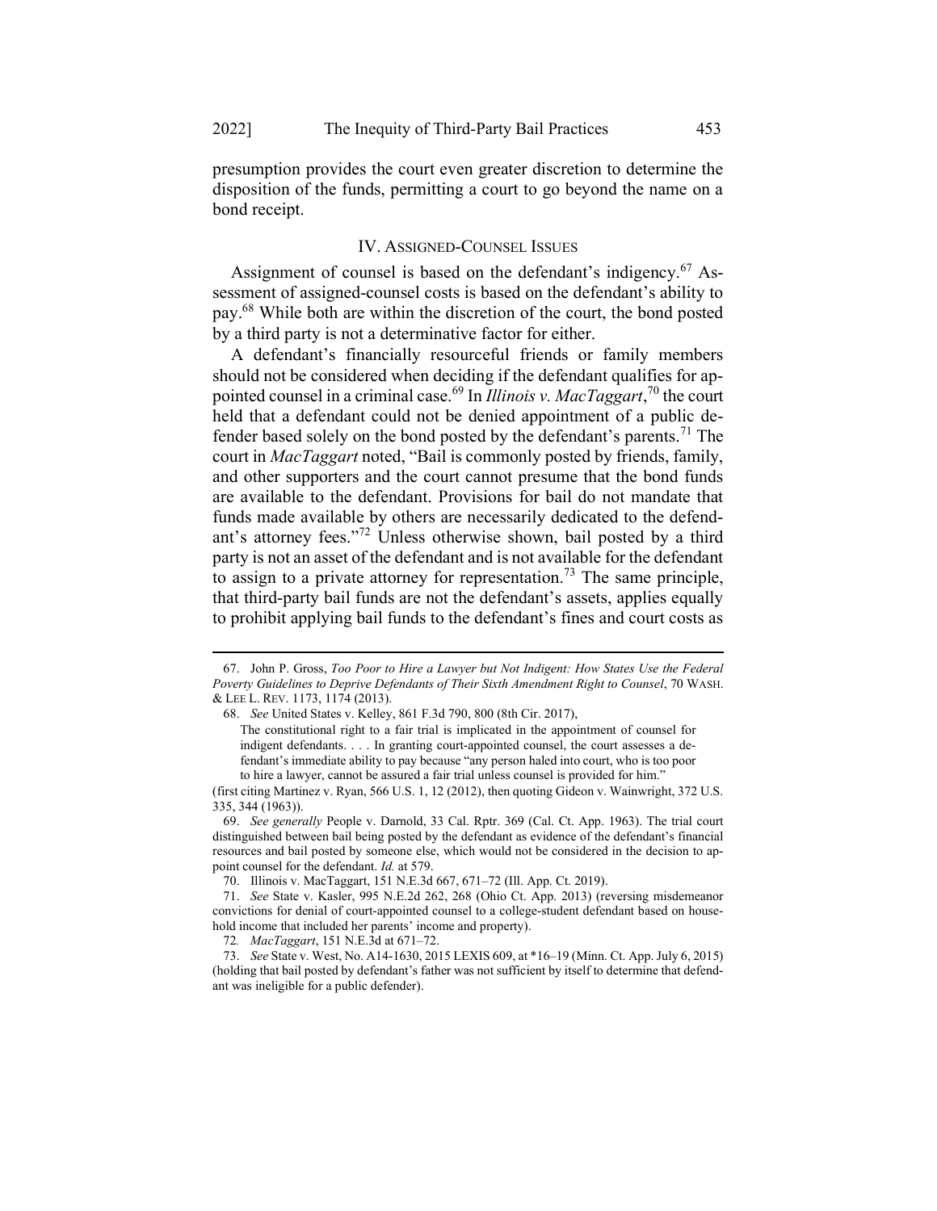presumption provides the court even greater discretion to determine the disposition of the funds, permitting a court to go beyond the name on a bond receipt.

## IV. ASSIGNED-COUNSEL ISSUES

Assignment of counsel is based on the defendant's indigency.[67] Assessment of assigned-counsel costs is based on the defendant's ability to pay.[68] While both are within the discretion of the court, the bond posted by a third party is not a determinative factor for either.

A defendant's financially resourceful friends or family members should not be considered when deciding if the defendant qualifies for appointed counsel in a criminal case.[69] In *Illinois v. MacTaggart*,[70] the court held that a defendant could not be denied appointment of a public defender based solely on the bond posted by the defendant's parents.[71] The court in *MacTaggart* noted, "Bail is commonly posted by friends, family, and other supporters and the court cannot presume that the bond funds are available to the defendant. Provisions for bail do not mandate that funds made available by others are necessarily dedicated to the defendant's attorney fees."[72] Unless otherwise shown, bail posted by a third party is not an asset of the defendant and is not available for the defendant to assign to a private attorney for representation.[73] The same principle, that third-party bail funds are not the defendant's assets, applies equally to prohibit applying bail funds to the defendant's fines and court costs as

---

67. John P. Gross, *Too Poor to Hire a Lawyer but Not Indigent: How States Use the Federal Poverty Guidelines to Deprive Defendants of Their Sixth Amendment Right to Counsel*, 70 WASH. & LEE L. REV. 1173, 1174 (2013).

68. *See* United States v. Kelley, 861 F.3d 790, 800 (8th Cir. 2017),

> The constitutional right to a fair trial is implicated in the appointment of counsel for indigent defendants. . . . In granting court-appointed counsel, the court assesses a defendant's immediate ability to pay because "any person haled into court, who is too poor to hire a lawyer, cannot be assured a fair trial unless counsel is provided for him."

(first citing Martinez v. Ryan, 566 U.S. 1, 12 (2012), then quoting Gideon v. Wainwright, 372 U.S. 335, 344 (1963)).

69. *See generally* People v. Darnold, 33 Cal. Rptr. 369 (Cal. Ct. App. 1963). The trial court distinguished between bail being posted by the defendant as evidence of the defendant's financial resources and bail posted by someone else, which would not be considered in the decision to appoint counsel for the defendant. *Id.* at 579.

70. Illinois v. MacTaggart, 151 N.E.3d 667, 671–72 (Ill. App. Ct. 2019).

71. *See* State v. Kasler, 995 N.E.2d 262, 268 (Ohio Ct. App. 2013) (reversing misdemeanor convictions for denial of court-appointed counsel to a college-student defendant based on household income that included her parents' income and property).

72. *MacTaggart*, 151 N.E.3d at 671–72.

73. *See* State v. West, No. A14-1630, 2015 LEXIS 609, at *16–19 (Minn. Ct. App. July 6, 2015) (holding that bail posted by defendant's father was not sufficient by itself to determine that defendant was ineligible for a public defender).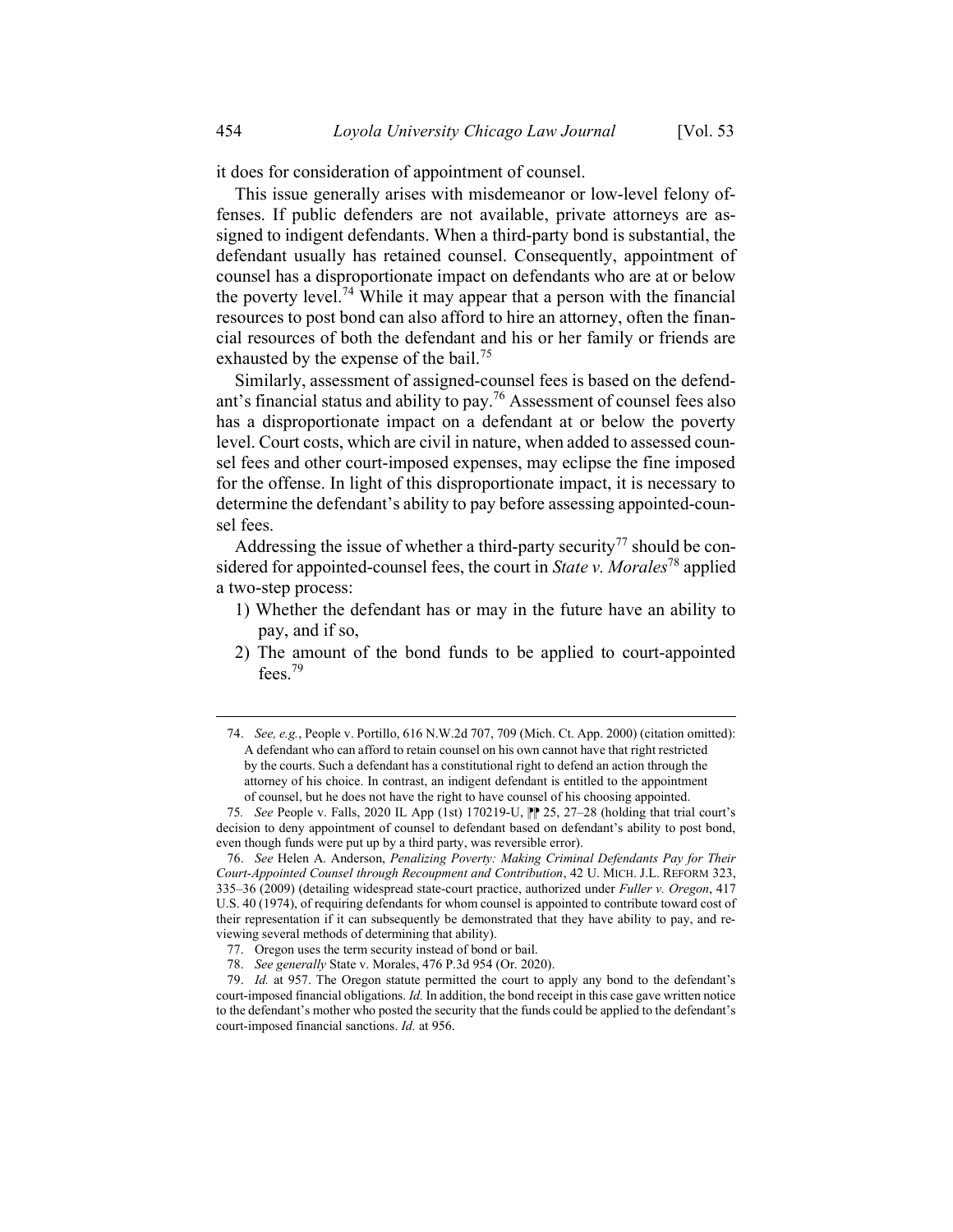it does for consideration of appointment of counsel.

This issue generally arises with misdemeanor or low-level felony offenses. If public defenders are not available, private attorneys are assigned to indigent defendants. When a third-party bond is substantial, the defendant usually has retained counsel. Consequently, appointment of counsel has a disproportionate impact on defendants who are at or below the poverty level.[74] While it may appear that a person with the financial resources to post bond can also afford to hire an attorney, often the financial resources of both the defendant and his or her family or friends are exhausted by the expense of the bail.[75]

Similarly, assessment of assigned-counsel fees is based on the defendant's financial status and ability to pay.[76] Assessment of counsel fees also has a disproportionate impact on a defendant at or below the poverty level. Court costs, which are civil in nature, when added to assessed counsel fees and other court-imposed expenses, may eclipse the fine imposed for the offense. In light of this disproportionate impact, it is necessary to determine the defendant's ability to pay before assessing appointed-counsel fees.

Addressing the issue of whether a third-party security[77] should be considered for appointed-counsel fees, the court in *State v. Morales*[78] applied a two-step process:

1) Whether the defendant has or may in the future have an ability to pay, and if so,
2) The amount of the bond funds to be applied to court-appointed fees.[79]

---

74. *See, e.g.*, People v. Portillo, 616 N.W.2d 707, 709 (Mich. Ct. App. 2000) (citation omitted):

> A defendant who can afford to retain counsel on his own cannot have that right restricted by the courts. Such a defendant has a constitutional right to defend an action through the attorney of his choice. In contrast, an indigent defendant is entitled to the appointment of counsel, but he does not have the right to have counsel of his choosing appointed.

75. *See* People v. Falls, 2020 IL App (1st) 170219-U, ¶¶ 25, 27–28 (holding that trial court's decision to deny appointment of counsel to defendant based on defendant's ability to post bond, even though funds were put up by a third party, was reversible error).

76. *See* Helen A. Anderson, *Penalizing Poverty: Making Criminal Defendants Pay for Their Court-Appointed Counsel through Recoupment and Contribution*, 42 U. MICH. J.L. REFORM 323, 335–36 (2009) (detailing widespread state-court practice, authorized under *Fuller v. Oregon*, 417 U.S. 40 (1974), of requiring defendants for whom counsel is appointed to contribute toward cost of their representation if it can subsequently be demonstrated that they have ability to pay, and reviewing several methods of determining that ability).

77. Oregon uses the term security instead of bond or bail.

78. *See generally* State v. Morales, 476 P.3d 954 (Or. 2020).

79. *Id.* at 957. The Oregon statute permitted the court to apply any bond to the defendant's court-imposed financial obligations. *Id.* In addition, the bond receipt in this case gave written notice to the defendant's mother who posted the security that the funds could be applied to the defendant's court-imposed financial sanctions. *Id.* at 956.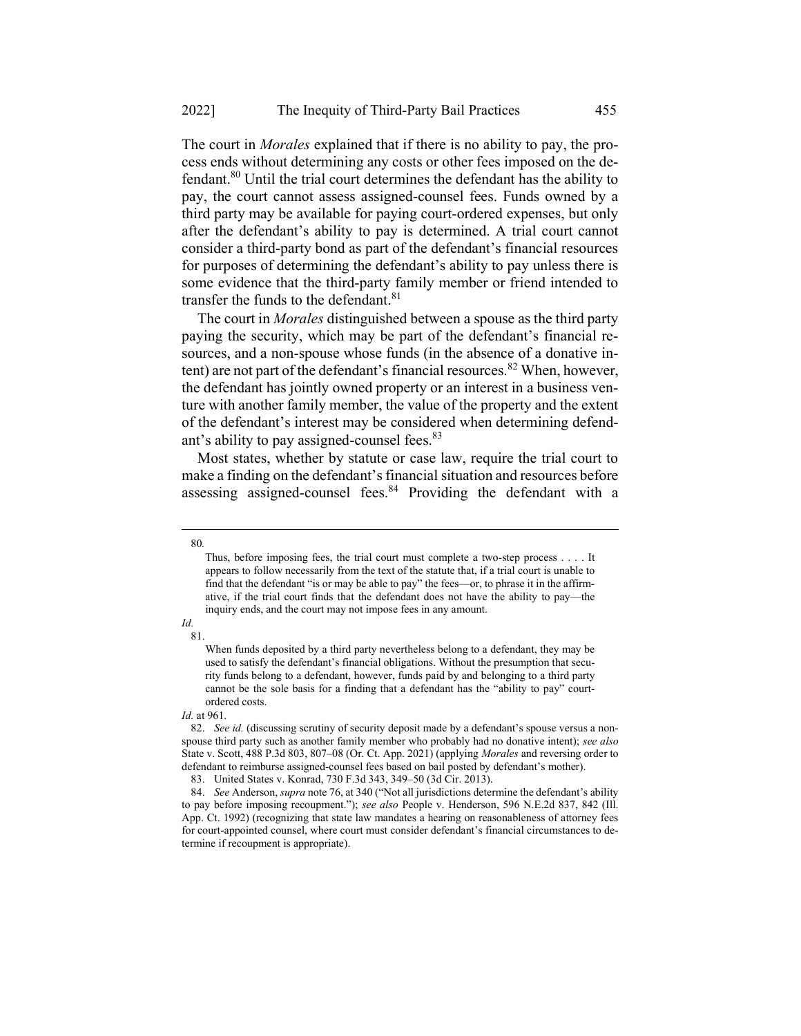The court in *Morales* explained that if there is no ability to pay, the process ends without determining any costs or other fees imposed on the defendant.[80] Until the trial court determines the defendant has the ability to pay, the court cannot assess assigned-counsel fees. Funds owned by a third party may be available for paying court-ordered expenses, but only after the defendant's ability to pay is determined. A trial court cannot consider a third-party bond as part of the defendant's financial resources for purposes of determining the defendant's ability to pay unless there is some evidence that the third-party family member or friend intended to transfer the funds to the defendant.[81]

The court in *Morales* distinguished between a spouse as the third party paying the security, which may be part of the defendant's financial resources, and a non-spouse whose funds (in the absence of a donative intent) are not part of the defendant's financial resources.[82] When, however, the defendant has jointly owned property or an interest in a business venture with another family member, the value of the property and the extent of the defendant's interest may be considered when determining defendant's ability to pay assigned-counsel fees.[83]

Most states, whether by statute or case law, require the trial court to make a finding on the defendant's financial situation and resources before assessing assigned-counsel fees.[84] Providing the defendant with a

---

80.

> Thus, before imposing fees, the trial court must complete a two-step process . . . . It appears to follow necessarily from the text of the statute that, if a trial court is unable to find that the defendant "is or may be able to pay" the fees—or, to phrase it in the affirmative, if the trial court finds that the defendant does not have the ability to pay—the inquiry ends, and the court may not impose fees in any amount.

*Id.*

81.

> When funds deposited by a third party nevertheless belong to a defendant, they may be used to satisfy the defendant's financial obligations. Without the presumption that security funds belong to a defendant, however, funds paid by and belonging to a third party cannot be the sole basis for a finding that a defendant has the "ability to pay" court-ordered costs.

*Id.* at 961.

82. *See id.* (discussing scrutiny of security deposit made by a defendant's spouse versus a non-spouse third party such as another family member who probably had no donative intent); *see also* State v. Scott, 488 P.3d 803, 807–08 (Or. Ct. App. 2021) (applying *Morales* and reversing order to defendant to reimburse assigned-counsel fees based on bail posted by defendant's mother).

83. United States v. Konrad, 730 F.3d 343, 349–50 (3d Cir. 2013).

84. *See* Anderson, *supra* note 76, at 340 ("Not all jurisdictions determine the defendant's ability to pay before imposing recoupment."); *see also* People v. Henderson, 596 N.E.2d 837, 842 (Ill. App. Ct. 1992) (recognizing that state law mandates a hearing on reasonableness of attorney fees for court-appointed counsel, where court must consider defendant's financial circumstances to determine if recoupment is appropriate).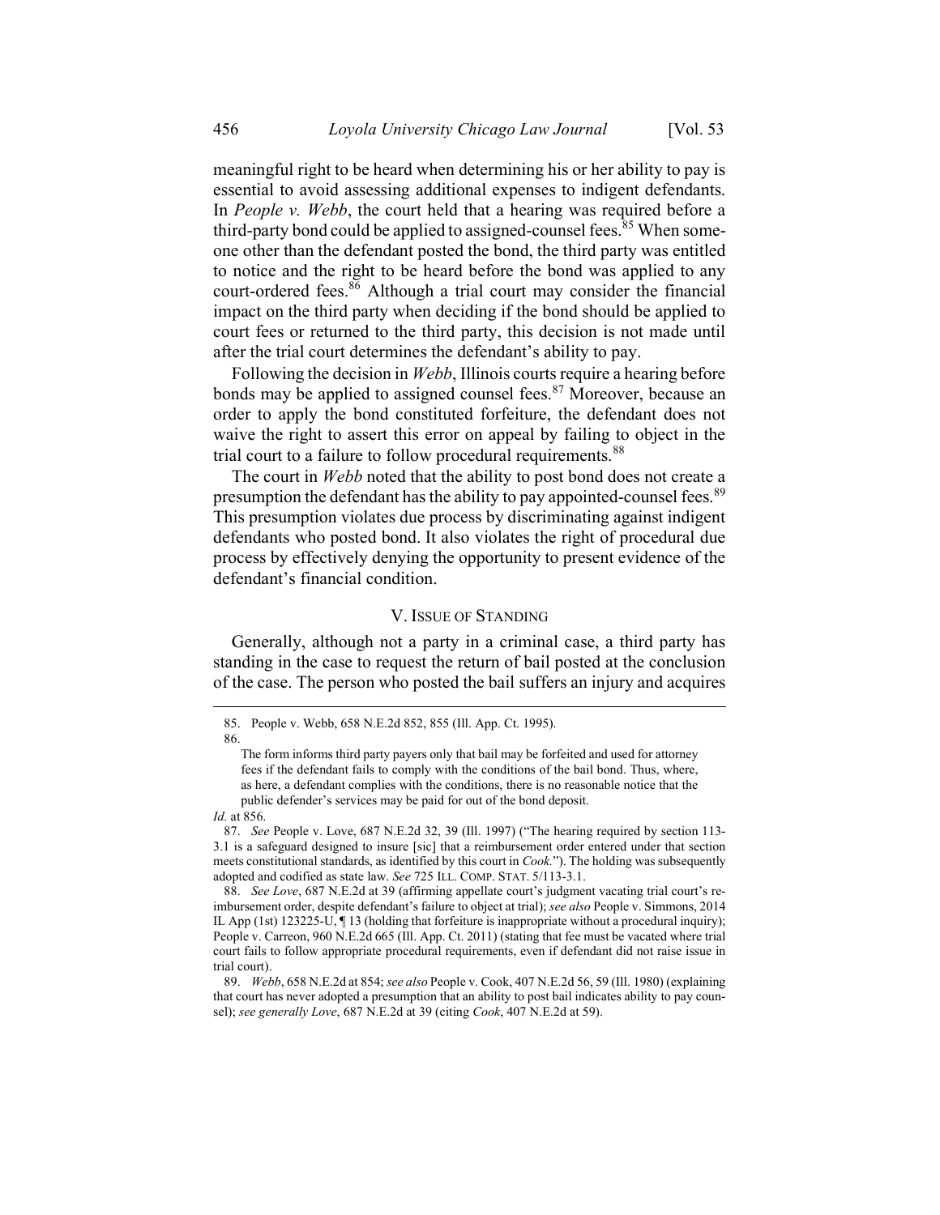meaningful right to be heard when determining his or her ability to pay is essential to avoid assessing additional expenses to indigent defendants. In *People v. Webb*, the court held that a hearing was required before a third-party bond could be applied to assigned-counsel fees.[85] When someone other than the defendant posted the bond, the third party was entitled to notice and the right to be heard before the bond was applied to any court-ordered fees.[86] Although a trial court may consider the financial impact on the third party when deciding if the bond should be applied to court fees or returned to the third party, this decision is not made until after the trial court determines the defendant's ability to pay.

Following the decision in *Webb*, Illinois courts require a hearing before bonds may be applied to assigned counsel fees.[87] Moreover, because an order to apply the bond constituted forfeiture, the defendant does not waive the right to assert this error on appeal by failing to object in the trial court to a failure to follow procedural requirements.[88]

The court in *Webb* noted that the ability to post bond does not create a presumption the defendant has the ability to pay appointed-counsel fees.[89] This presumption violates due process by discriminating against indigent defendants who posted bond. It also violates the right of procedural due process by effectively denying the opportunity to present evidence of the defendant's financial condition.

## V. Issue of Standing

Generally, although not a party in a criminal case, a third party has standing in the case to request the return of bail posted at the conclusion of the case. The person who posted the bail suffers an injury and acquires

---

85. People v. Webb, 658 N.E.2d 852, 855 (Ill. App. Ct. 1995).

86.

> The form informs third party payers only that bail may be forfeited and used for attorney fees if the defendant fails to comply with the conditions of the bail bond. Thus, where, as here, a defendant complies with the conditions, there is no reasonable notice that the public defender's services may be paid for out of the bond deposit.

*Id.* at 856.

87. *See* People v. Love, 687 N.E.2d 32, 39 (Ill. 1997) ("The hearing required by section 113-3.1 is a safeguard designed to insure [sic] that a reimbursement order entered under that section meets constitutional standards, as identified by this court in *Cook.*"). The holding was subsequently adopted and codified as state law. *See* 725 ILL. COMP. STAT. 5/113-3.1.

88. *See Love*, 687 N.E.2d at 39 (affirming appellate court's judgment vacating trial court's reimbursement order, despite defendant's failure to object at trial); *see also* People v. Simmons, 2014 IL App (1st) 123225-U, ¶ 13 (holding that forfeiture is inappropriate without a procedural inquiry); People v. Carreon, 960 N.E.2d 665 (Ill. App. Ct. 2011) (stating that fee must be vacated where trial court fails to follow appropriate procedural requirements, even if defendant did not raise issue in trial court).

89. *Webb*, 658 N.E.2d at 854; *see also* People v. Cook, 407 N.E.2d 56, 59 (Ill. 1980) (explaining that court has never adopted a presumption that an ability to post bail indicates ability to pay counsel); *see generally Love*, 687 N.E.2d at 39 (citing *Cook*, 407 N.E.2d at 59).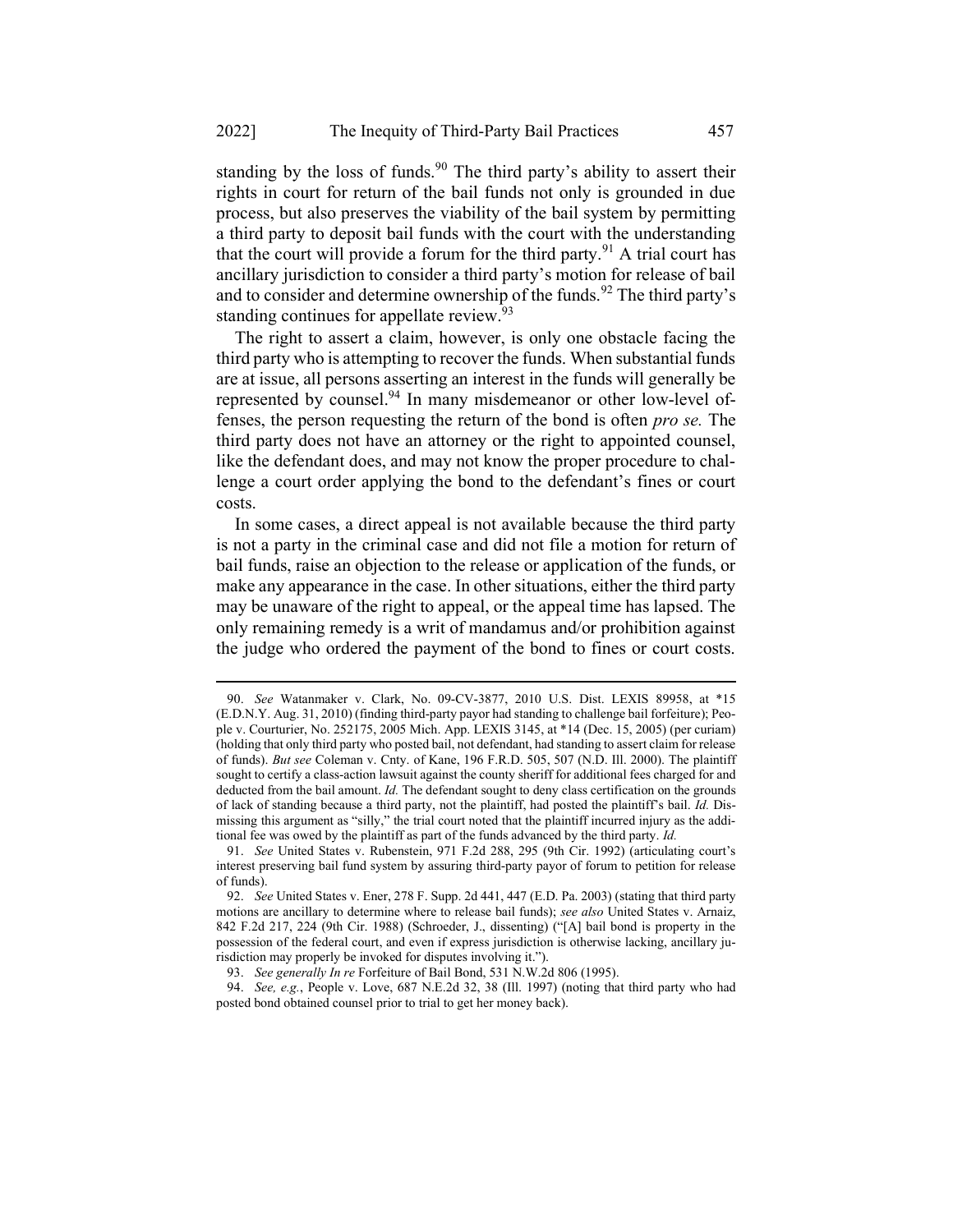standing by the loss of funds.[90] The third party's ability to assert their rights in court for return of the bail funds not only is grounded in due process, but also preserves the viability of the bail system by permitting a third party to deposit bail funds with the court with the understanding that the court will provide a forum for the third party.[91] A trial court has ancillary jurisdiction to consider a third party's motion for release of bail and to consider and determine ownership of the funds.[92] The third party's standing continues for appellate review.[93]

The right to assert a claim, however, is only one obstacle facing the third party who is attempting to recover the funds. When substantial funds are at issue, all persons asserting an interest in the funds will generally be represented by counsel.[94] In many misdemeanor or other low-level offenses, the person requesting the return of the bond is often *pro se.* The third party does not have an attorney or the right to appointed counsel, like the defendant does, and may not know the proper procedure to challenge a court order applying the bond to the defendant's fines or court costs.

In some cases, a direct appeal is not available because the third party is not a party in the criminal case and did not file a motion for return of bail funds, raise an objection to the release or application of the funds, or make any appearance in the case. In other situations, either the third party may be unaware of the right to appeal, or the appeal time has lapsed. The only remaining remedy is a writ of mandamus and/or prohibition against the judge who ordered the payment of the bond to fines or court costs.

---

90. *See* Watanmaker v. Clark, No. 09-CV-3877, 2010 U.S. Dist. LEXIS 89958, at *15 (E.D.N.Y. Aug. 31, 2010) (finding third-party payor had standing to challenge bail forfeiture); People v. Courturier, No. 252175, 2005 Mich. App. LEXIS 3145, at *14 (Dec. 15, 2005) (per curiam) (holding that only third party who posted bail, not defendant, had standing to assert claim for release of funds). *But see* Coleman v. Cnty. of Kane, 196 F.R.D. 505, 507 (N.D. Ill. 2000). The plaintiff sought to certify a class-action lawsuit against the county sheriff for additional fees charged for and deducted from the bail amount. *Id.* The defendant sought to deny class certification on the grounds of lack of standing because a third party, not the plaintiff, had posted the plaintiff's bail. *Id.* Dismissing this argument as "silly," the trial court noted that the plaintiff incurred injury as the additional fee was owed by the plaintiff as part of the funds advanced by the third party. *Id.*

91. *See* United States v. Rubenstein, 971 F.2d 288, 295 (9th Cir. 1992) (articulating court's interest preserving bail fund system by assuring third-party payor of forum to petition for release of funds).

92. *See* United States v. Ener, 278 F. Supp. 2d 441, 447 (E.D. Pa. 2003) (stating that third party motions are ancillary to determine where to release bail funds); *see also* United States v. Arnaiz, 842 F.2d 217, 224 (9th Cir. 1988) (Schroeder, J., dissenting) ("[A] bail bond is property in the possession of the federal court, and even if express jurisdiction is otherwise lacking, ancillary jurisdiction may properly be invoked for disputes involving it.").

93. *See generally In re* Forfeiture of Bail Bond, 531 N.W.2d 806 (1995).

94. *See, e.g.*, People v. Love, 687 N.E.2d 32, 38 (Ill. 1997) (noting that third party who had posted bond obtained counsel prior to trial to get her money back).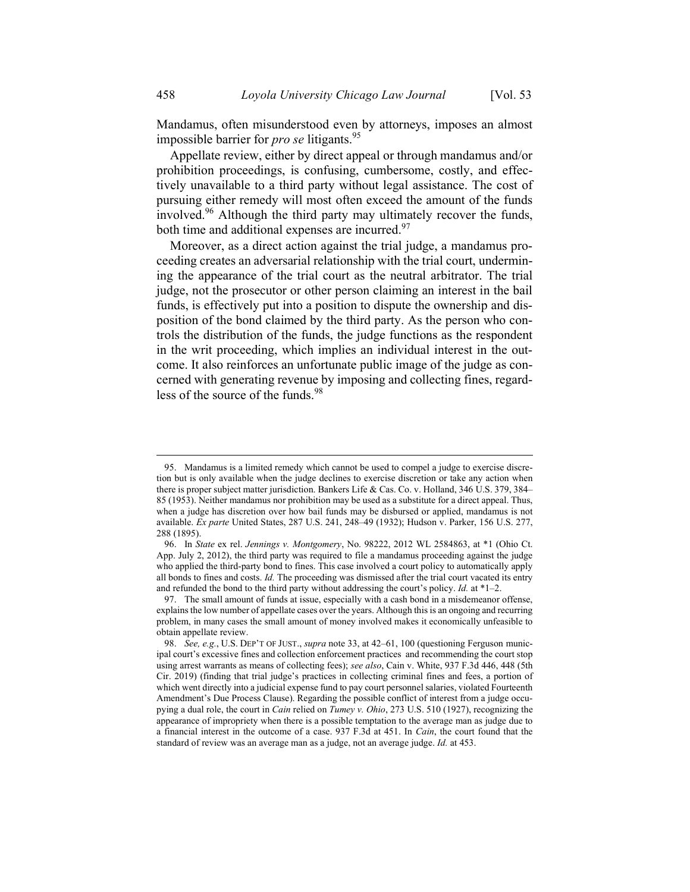Mandamus, often misunderstood even by attorneys, imposes an almost impossible barrier for *pro se* litigants.[95]

Appellate review, either by direct appeal or through mandamus and/or prohibition proceedings, is confusing, cumbersome, costly, and effectively unavailable to a third party without legal assistance. The cost of pursuing either remedy will most often exceed the amount of the funds involved.[96] Although the third party may ultimately recover the funds, both time and additional expenses are incurred.[97]

Moreover, as a direct action against the trial judge, a mandamus proceeding creates an adversarial relationship with the trial court, undermining the appearance of the trial court as the neutral arbitrator. The trial judge, not the prosecutor or other person claiming an interest in the bail funds, is effectively put into a position to dispute the ownership and disposition of the bond claimed by the third party. As the person who controls the distribution of the funds, the judge functions as the respondent in the writ proceeding, which implies an individual interest in the outcome. It also reinforces an unfortunate public image of the judge as concerned with generating revenue by imposing and collecting fines, regardless of the source of the funds.[98]

---

95. Mandamus is a limited remedy which cannot be used to compel a judge to exercise discretion but is only available when the judge declines to exercise discretion or take any action when there is proper subject matter jurisdiction. Bankers Life & Cas. Co. v. Holland, 346 U.S. 379, 384–85 (1953). Neither mandamus nor prohibition may be used as a substitute for a direct appeal. Thus, when a judge has discretion over how bail funds may be disbursed or applied, mandamus is not available. *Ex parte* United States, 287 U.S. 241, 248–49 (1932); Hudson v. Parker, 156 U.S. 277, 288 (1895).

96. In *State* ex rel. *Jennings v. Montgomery*, No. 98222, 2012 WL 2584863, at *1 (Ohio Ct. App. July 2, 2012), the third party was required to file a mandamus proceeding against the judge who applied the third-party bond to fines. This case involved a court policy to automatically apply all bonds to fines and costs. *Id.* The proceeding was dismissed after the trial court vacated its entry and refunded the bond to the third party without addressing the court's policy. *Id.* at *1–2.

97. The small amount of funds at issue, especially with a cash bond in a misdemeanor offense, explains the low number of appellate cases over the years. Although this is an ongoing and recurring problem, in many cases the small amount of money involved makes it economically unfeasible to obtain appellate review.

98. *See, e.g.*, U.S. DEP'T OF JUST., *supra* note 33, at 42–61, 100 (questioning Ferguson municipal court's excessive fines and collection enforcement practices and recommending the court stop using arrest warrants as means of collecting fees); *see also*, Cain v. White, 937 F.3d 446, 448 (5th Cir. 2019) (finding that trial judge's practices in collecting criminal fines and fees, a portion of which went directly into a judicial expense fund to pay court personnel salaries, violated Fourteenth Amendment's Due Process Clause). Regarding the possible conflict of interest from a judge occupying a dual role, the court in *Cain* relied on *Tumey v. Ohio*, 273 U.S. 510 (1927), recognizing the appearance of impropriety when there is a possible temptation to the average man as judge due to a financial interest in the outcome of a case. 937 F.3d at 451. In *Cain*, the court found that the standard of review was an average man as a judge, not an average judge. *Id.* at 453.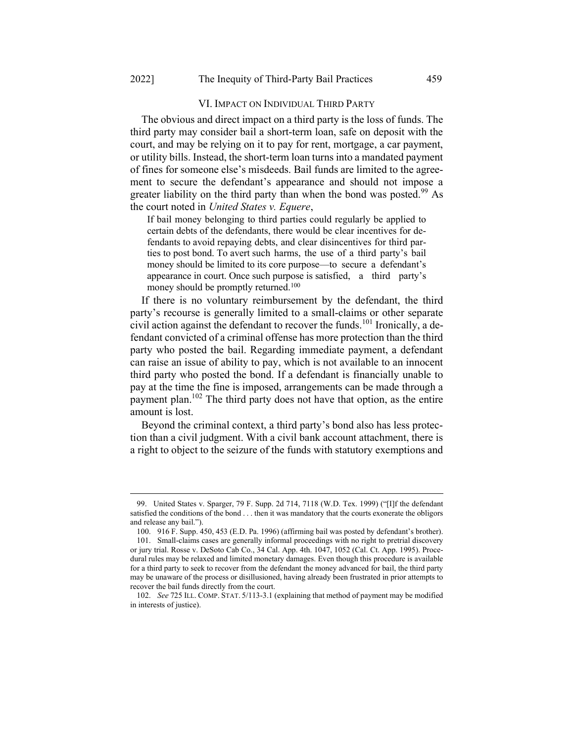## VI. IMPACT ON INDIVIDUAL THIRD PARTY

The obvious and direct impact on a third party is the loss of funds. The third party may consider bail a short-term loan, safe on deposit with the court, and may be relying on it to pay for rent, mortgage, a car payment, or utility bills. Instead, the short-term loan turns into a mandated payment of fines for someone else's misdeeds. Bail funds are limited to the agreement to secure the defendant's appearance and should not impose a greater liability on the third party than when the bond was posted.[99] As the court noted in *United States v. Equere*,

> If bail money belonging to third parties could regularly be applied to certain debts of the defendants, there would be clear incentives for defendants to avoid repaying debts, and clear disincentives for third parties to post bond. To avert such harms, the use of a third party's bail money should be limited to its core purpose—to secure a defendant's appearance in court. Once such purpose is satisfied, a third party's money should be promptly returned.[100]

If there is no voluntary reimbursement by the defendant, the third party's recourse is generally limited to a small-claims or other separate civil action against the defendant to recover the funds.[101] Ironically, a defendant convicted of a criminal offense has more protection than the third party who posted the bail. Regarding immediate payment, a defendant can raise an issue of ability to pay, which is not available to an innocent third party who posted the bond. If a defendant is financially unable to pay at the time the fine is imposed, arrangements can be made through a payment plan.[102] The third party does not have that option, as the entire amount is lost.

Beyond the criminal context, a third party's bond also has less protection than a civil judgment. With a civil bank account attachment, there is a right to object to the seizure of the funds with statutory exemptions and

---

99. United States v. Sparger, 79 F. Supp. 2d 714, 7118 (W.D. Tex. 1999) ("[I]f the defendant satisfied the conditions of the bond . . . then it was mandatory that the courts exonerate the obligors and release any bail.").

100. 916 F. Supp. 450, 453 (E.D. Pa. 1996) (affirming bail was posted by defendant's brother).

101. Small-claims cases are generally informal proceedings with no right to pretrial discovery or jury trial. Rosse v. DeSoto Cab Co., 34 Cal. App. 4th. 1047, 1052 (Cal. Ct. App. 1995). Procedural rules may be relaxed and limited monetary damages. Even though this procedure is available for a third party to seek to recover from the defendant the money advanced for bail, the third party may be unaware of the process or disillusioned, having already been frustrated in prior attempts to recover the bail funds directly from the court.

102. *See* 725 ILL. COMP. STAT. 5/113-3.1 (explaining that method of payment may be modified in interests of justice).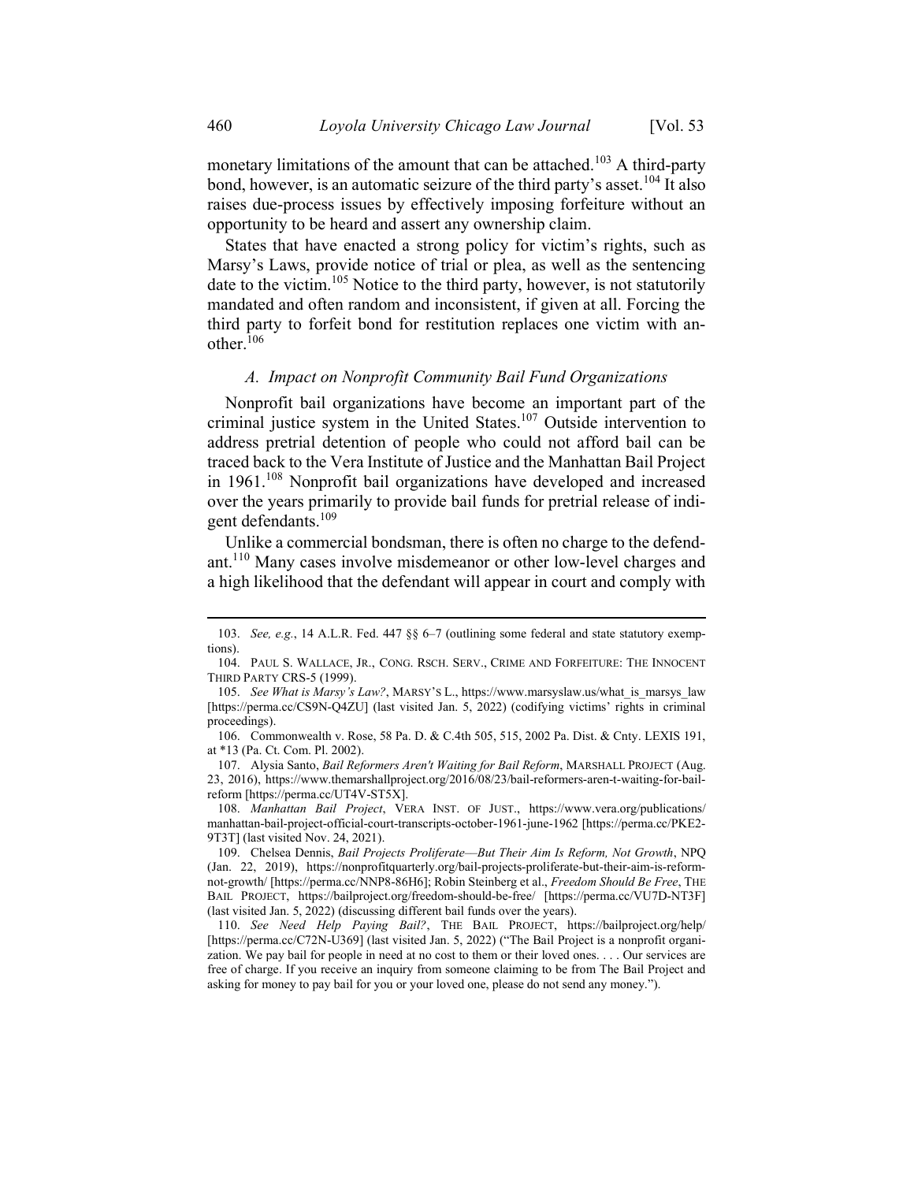monetary limitations of the amount that can be attached.[103] A third-party bond, however, is an automatic seizure of the third party's asset.[104] It also raises due-process issues by effectively imposing forfeiture without an opportunity to be heard and assert any ownership claim.

States that have enacted a strong policy for victim's rights, such as Marsy's Laws, provide notice of trial or plea, as well as the sentencing date to the victim.[105] Notice to the third party, however, is not statutorily mandated and often random and inconsistent, if given at all. Forcing the third party to forfeit bond for restitution replaces one victim with another.[106]

### *A. Impact on Nonprofit Community Bail Fund Organizations*

Nonprofit bail organizations have become an important part of the criminal justice system in the United States.[107] Outside intervention to address pretrial detention of people who could not afford bail can be traced back to the Vera Institute of Justice and the Manhattan Bail Project in 1961.[108] Nonprofit bail organizations have developed and increased over the years primarily to provide bail funds for pretrial release of indigent defendants.[109]

Unlike a commercial bondsman, there is often no charge to the defendant.[110] Many cases involve misdemeanor or other low-level charges and a high likelihood that the defendant will appear in court and comply with

---

103. *See, e.g.*, 14 A.L.R. Fed. 447 §§ 6–7 (outlining some federal and state statutory exemptions).

104. PAUL S. WALLACE, JR., CONG. RSCH. SERV., CRIME AND FORFEITURE: THE INNOCENT THIRD PARTY CRS-5 (1999).

105. *See What is Marsy's Law?*, MARSY'S L., https://www.marsyslaw.us/what_is_marsys_law [https://perma.cc/CS9N-Q4ZU] (last visited Jan. 5, 2022) (codifying victims' rights in criminal proceedings).

106. Commonwealth v. Rose, 58 Pa. D. & C.4th 505, 515, 2002 Pa. Dist. & Cnty. LEXIS 191, at *13 (Pa. Ct. Com. Pl. 2002).

107. Alysia Santo, *Bail Reformers Aren't Waiting for Bail Reform*, MARSHALL PROJECT (Aug. 23, 2016), https://www.themarshallproject.org/2016/08/23/bail-reformers-aren-t-waiting-for-bail-reform [https://perma.cc/UT4V-ST5X].

108. *Manhattan Bail Project*, VERA INST. OF JUST., https://www.vera.org/publications/manhattan-bail-project-official-court-transcripts-october-1961-june-1962 [https://perma.cc/PKE2-9T3T] (last visited Nov. 24, 2021).

109. Chelsea Dennis, *Bail Projects Proliferate—But Their Aim Is Reform, Not Growth*, NPQ (Jan. 22, 2019), https://nonprofitquarterly.org/bail-projects-proliferate-but-their-aim-is-reform-not-growth/ [https://perma.cc/NNP8-86H6]; Robin Steinberg et al., *Freedom Should Be Free*, THE BAIL PROJECT, https://bailproject.org/freedom-should-be-free/ [https://perma.cc/VU7D-NT3F] (last visited Jan. 5, 2022) (discussing different bail funds over the years).

110. *See Need Help Paying Bail?*, THE BAIL PROJECT, https://bailproject.org/help/ [https://perma.cc/C72N-U369] (last visited Jan. 5, 2022) ("The Bail Project is a nonprofit organization. We pay bail for people in need at no cost to them or their loved ones. . . . Our services are free of charge. If you receive an inquiry from someone claiming to be from The Bail Project and asking for money to pay bail for you or your loved one, please do not send any money.").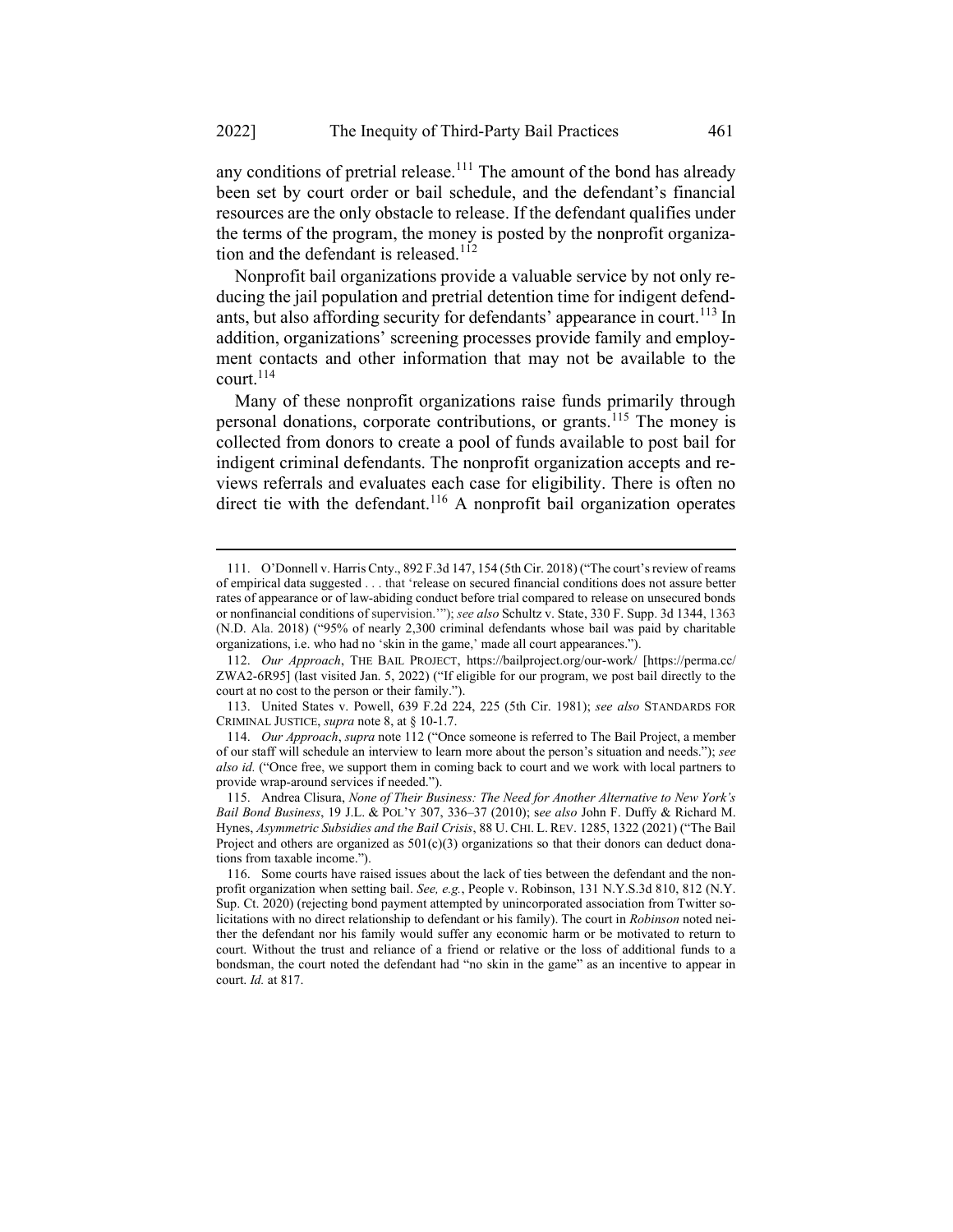any conditions of pretrial release.[111] The amount of the bond has already been set by court order or bail schedule, and the defendant's financial resources are the only obstacle to release. If the defendant qualifies under the terms of the program, the money is posted by the nonprofit organization and the defendant is released.[112]

Nonprofit bail organizations provide a valuable service by not only reducing the jail population and pretrial detention time for indigent defendants, but also affording security for defendants' appearance in court.[113] In addition, organizations' screening processes provide family and employment contacts and other information that may not be available to the court.[114]

Many of these nonprofit organizations raise funds primarily through personal donations, corporate contributions, or grants.[115] The money is collected from donors to create a pool of funds available to post bail for indigent criminal defendants. The nonprofit organization accepts and reviews referrals and evaluates each case for eligibility. There is often no direct tie with the defendant.[116] A nonprofit bail organization operates

---

111. O'Donnell v. Harris Cnty., 892 F.3d 147, 154 (5th Cir. 2018) ("The court's review of reams of empirical data suggested . . . that 'release on secured financial conditions does not assure better rates of appearance or of law-abiding conduct before trial compared to release on unsecured bonds or nonfinancial conditions of supervision.'"); *see also* Schultz v. State, 330 F. Supp. 3d 1344, 1363 (N.D. Ala. 2018) ("95% of nearly 2,300 criminal defendants whose bail was paid by charitable organizations, i.e. who had no 'skin in the game,' made all court appearances.").

112. *Our Approach*, THE BAIL PROJECT, https://bailproject.org/our-work/ [https://perma.cc/ZWA2-6R95] (last visited Jan. 5, 2022) ("If eligible for our program, we post bail directly to the court at no cost to the person or their family.").

113. United States v. Powell, 639 F.2d 224, 225 (5th Cir. 1981); *see also* STANDARDS FOR CRIMINAL JUSTICE, *supra* note 8, at § 10-1.7.

114. *Our Approach*, *supra* note 112 ("Once someone is referred to The Bail Project, a member of our staff will schedule an interview to learn more about the person's situation and needs."); *see also id.* ("Once free, we support them in coming back to court and we work with local partners to provide wrap-around services if needed.").

115. Andrea Clisura, *None of Their Business: The Need for Another Alternative to New York's Bail Bond Business*, 19 J.L. & POL'Y 307, 336–37 (2010); *see also* John F. Duffy & Richard M. Hynes, *Asymmetric Subsidies and the Bail Crisis*, 88 U. CHI. L. REV. 1285, 1322 (2021) ("The Bail Project and others are organized as 501(c)(3) organizations so that their donors can deduct donations from taxable income.").

116. Some courts have raised issues about the lack of ties between the defendant and the nonprofit organization when setting bail. *See, e.g.*, People v. Robinson, 131 N.Y.S.3d 810, 812 (N.Y. Sup. Ct. 2020) (rejecting bond payment attempted by unincorporated association from Twitter solicitations with no direct relationship to defendant or his family). The court in *Robinson* noted neither the defendant nor his family would suffer any economic harm or be motivated to return to court. Without the trust and reliance of a friend or relative or the loss of additional funds to a bondsman, the court noted the defendant had "no skin in the game" as an incentive to appear in court. *Id.* at 817.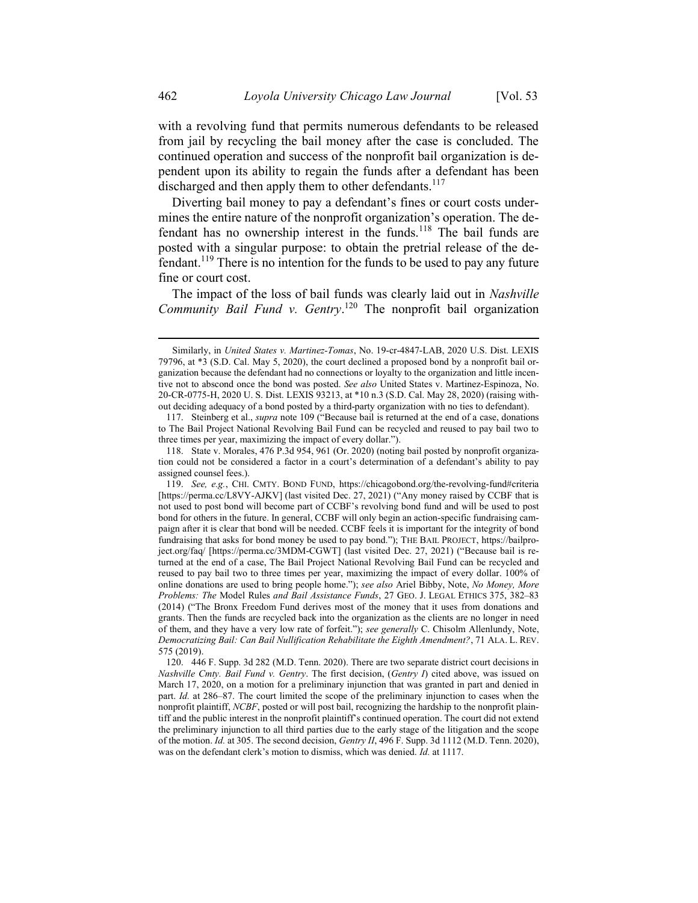with a revolving fund that permits numerous defendants to be released from jail by recycling the bail money after the case is concluded. The continued operation and success of the nonprofit bail organization is dependent upon its ability to regain the funds after a defendant has been discharged and then apply them to other defendants.[117]

Diverting bail money to pay a defendant's fines or court costs undermines the entire nature of the nonprofit organization's operation. The defendant has no ownership interest in the funds.[118] The bail funds are posted with a singular purpose: to obtain the pretrial release of the defendant.[119] There is no intention for the funds to be used to pay any future fine or court cost.

The impact of the loss of bail funds was clearly laid out in *Nashville Community Bail Fund v. Gentry*.[120] The nonprofit bail organization

---

Similarly, in *United States v. Martinez-Tomas*, No. 19-cr-4847-LAB, 2020 U.S. Dist. LEXIS 79796, at *3 (S.D. Cal. May 5, 2020), the court declined a proposed bond by a nonprofit bail organization because the defendant had no connections or loyalty to the organization and little incentive not to abscond once the bond was posted. *See also* United States v. Martinez-Espinoza, No. 20-CR-0775-H, 2020 U. S. Dist. LEXIS 93213, at *10 n.3 (S.D. Cal. May 28, 2020) (raising without deciding adequacy of a bond posted by a third-party organization with no ties to defendant).

117. Steinberg et al., *supra* note 109 ("Because bail is returned at the end of a case, donations to The Bail Project National Revolving Bail Fund can be recycled and reused to pay bail two to three times per year, maximizing the impact of every dollar.").

118. State v. Morales, 476 P.3d 954, 961 (Or. 2020) (noting bail posted by nonprofit organization could not be considered a factor in a court's determination of a defendant's ability to pay assigned counsel fees.).

119. *See, e.g.*, CHI. CMTY. BOND FUND, https://chicagobond.org/the-revolving-fund#criteria [https://perma.cc/L8VY-AJKV] (last visited Dec. 27, 2021) ("Any money raised by CCBF that is not used to post bond will become part of CCBF's revolving bond fund and will be used to post bond for others in the future. In general, CCBF will only begin an action-specific fundraising campaign after it is clear that bond will be needed. CCBF feels it is important for the integrity of bond fundraising that asks for bond money be used to pay bond."); THE BAIL PROJECT, https://bailproject.org/faq/ [https://perma.cc/3MDM-CGWT] (last visited Dec. 27, 2021) ("Because bail is returned at the end of a case, The Bail Project National Revolving Bail Fund can be recycled and reused to pay bail two to three times per year, maximizing the impact of every dollar. 100% of online donations are used to bring people home."); *see also* Ariel Bibby, Note, *No Money, More Problems: The* Model Rules *and Bail Assistance Funds*, 27 GEO. J. LEGAL ETHICS 375, 382–83 (2014) ("The Bronx Freedom Fund derives most of the money that it uses from donations and grants. Then the funds are recycled back into the organization as the clients are no longer in need of them, and they have a very low rate of forfeit."); *see generally* C. Chisolm Allenlundy, Note, *Democratizing Bail: Can Bail Nullification Rehabilitate the Eighth Amendment?*, 71 ALA. L. REV. 575 (2019).

120. 446 F. Supp. 3d 282 (M.D. Tenn. 2020). There are two separate district court decisions in *Nashville Cmty. Bail Fund v. Gentry*. The first decision, (*Gentry I*) cited above, was issued on March 17, 2020, on a motion for a preliminary injunction that was granted in part and denied in part. *Id.* at 286–87. The court limited the scope of the preliminary injunction to cases when the nonprofit plaintiff, *NCBF*, posted or will post bail, recognizing the hardship to the nonprofit plaintiff and the public interest in the nonprofit plaintiff's continued operation. The court did not extend the preliminary injunction to all third parties due to the early stage of the litigation and the scope of the motion. *Id.* at 305. The second decision, *Gentry II*, 496 F. Supp. 3d 1112 (M.D. Tenn. 2020), was on the defendant clerk's motion to dismiss, which was denied. *Id.* at 1117.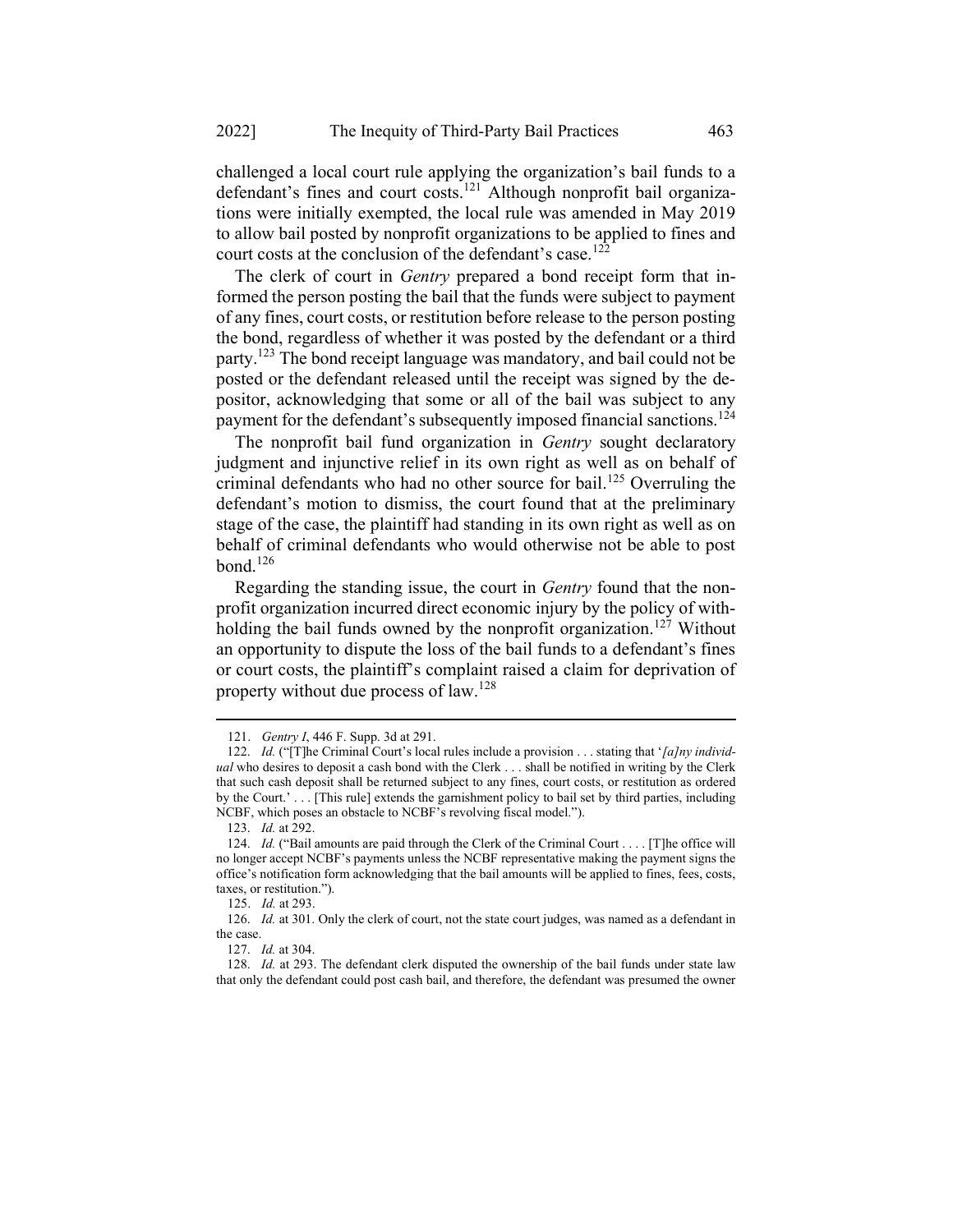challenged a local court rule applying the organization's bail funds to a defendant's fines and court costs.[121] Although nonprofit bail organizations were initially exempted, the local rule was amended in May 2019 to allow bail posted by nonprofit organizations to be applied to fines and court costs at the conclusion of the defendant's case.[122]

The clerk of court in *Gentry* prepared a bond receipt form that informed the person posting the bail that the funds were subject to payment of any fines, court costs, or restitution before release to the person posting the bond, regardless of whether it was posted by the defendant or a third party.[123] The bond receipt language was mandatory, and bail could not be posted or the defendant released until the receipt was signed by the depositor, acknowledging that some or all of the bail was subject to any payment for the defendant's subsequently imposed financial sanctions.[124]

The nonprofit bail fund organization in *Gentry* sought declaratory judgment and injunctive relief in its own right as well as on behalf of criminal defendants who had no other source for bail.[125] Overruling the defendant's motion to dismiss, the court found that at the preliminary stage of the case, the plaintiff had standing in its own right as well as on behalf of criminal defendants who would otherwise not be able to post bond.[126]

Regarding the standing issue, the court in *Gentry* found that the nonprofit organization incurred direct economic injury by the policy of withholding the bail funds owned by the nonprofit organization.[127] Without an opportunity to dispute the loss of the bail funds to a defendant's fines or court costs, the plaintiff's complaint raised a claim for deprivation of property without due process of law.[128]

---

121. *Gentry I*, 446 F. Supp. 3d at 291.

122. *Id.* ("[T]he Criminal Court's local rules include a provision . . . stating that '*[a]ny individual* who desires to deposit a cash bond with the Clerk . . . shall be notified in writing by the Clerk that such cash deposit shall be returned subject to any fines, court costs, or restitution as ordered by the Court.' . . . [This rule] extends the garnishment policy to bail set by third parties, including NCBF, which poses an obstacle to NCBF's revolving fiscal model.").

123. *Id.* at 292.

124. *Id.* ("Bail amounts are paid through the Clerk of the Criminal Court . . . . [T]he office will no longer accept NCBF's payments unless the NCBF representative making the payment signs the office's notification form acknowledging that the bail amounts will be applied to fines, fees, costs, taxes, or restitution.").

125. *Id.* at 293.

126. *Id.* at 301. Only the clerk of court, not the state court judges, was named as a defendant in the case.

127. *Id.* at 304.

128. *Id.* at 293. The defendant clerk disputed the ownership of the bail funds under state law that only the defendant could post cash bail, and therefore, the defendant was presumed the owner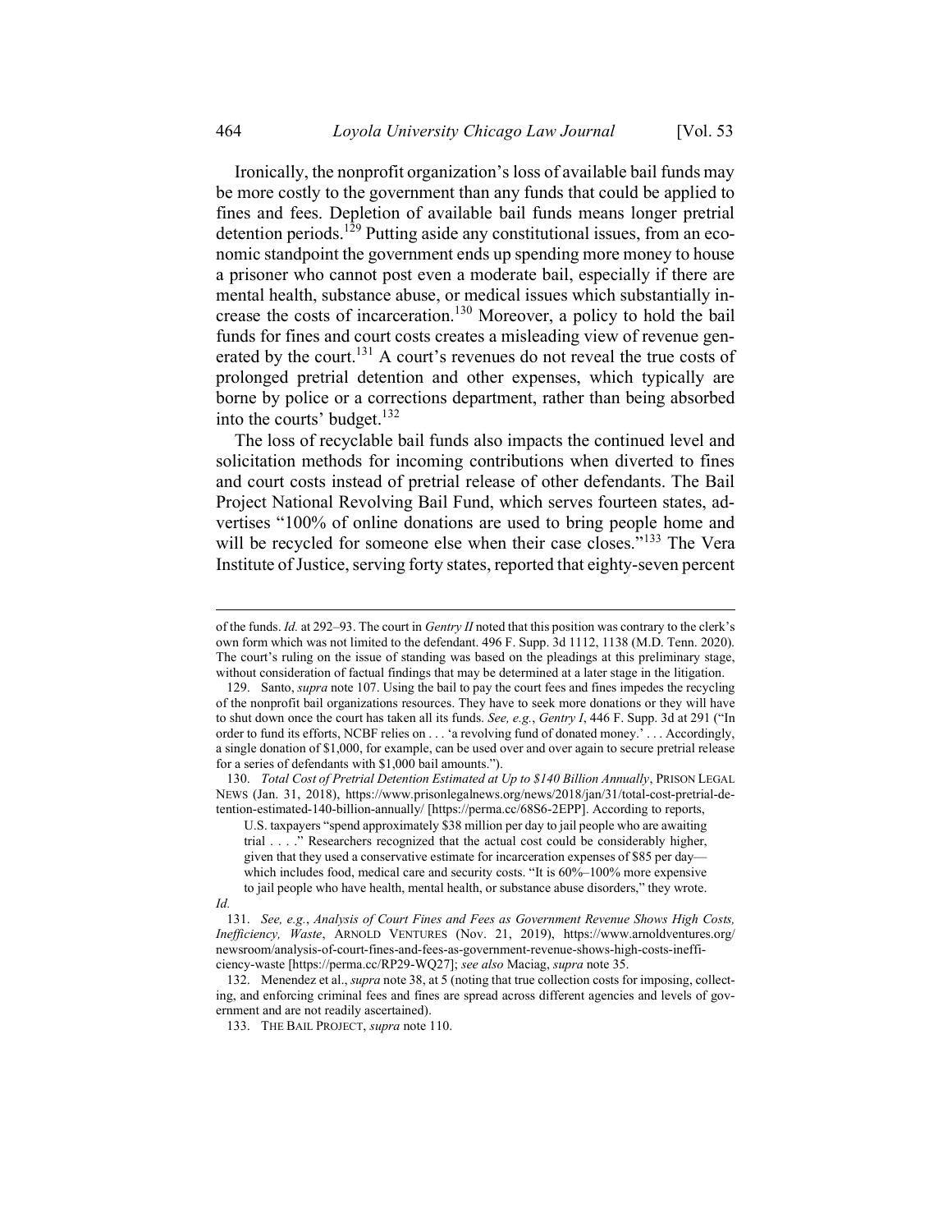Ironically, the nonprofit organization's loss of available bail funds may be more costly to the government than any funds that could be applied to fines and fees. Depletion of available bail funds means longer pretrial detention periods.[129] Putting aside any constitutional issues, from an economic standpoint the government ends up spending more money to house a prisoner who cannot post even a moderate bail, especially if there are mental health, substance abuse, or medical issues which substantially increase the costs of incarceration.[130] Moreover, a policy to hold the bail funds for fines and court costs creates a misleading view of revenue generated by the court.[131] A court's revenues do not reveal the true costs of prolonged pretrial detention and other expenses, which typically are borne by police or a corrections department, rather than being absorbed into the courts' budget.[132]

The loss of recyclable bail funds also impacts the continued level and solicitation methods for incoming contributions when diverted to fines and court costs instead of pretrial release of other defendants. The Bail Project National Revolving Bail Fund, which serves fourteen states, advertises "100% of online donations are used to bring people home and will be recycled for someone else when their case closes."[133] The Vera Institute of Justice, serving forty states, reported that eighty-seven percent

---

of the funds. *Id.* at 292–93. The court in *Gentry II* noted that this position was contrary to the clerk's own form which was not limited to the defendant. 496 F. Supp. 3d 1112, 1138 (M.D. Tenn. 2020). The court's ruling on the issue of standing was based on the pleadings at this preliminary stage, without consideration of factual findings that may be determined at a later stage in the litigation.

129. Santo, *supra* note 107. Using the bail to pay the court fees and fines impedes the recycling of the nonprofit bail organizations resources. They have to seek more donations or they will have to shut down once the court has taken all its funds. *See, e.g.*, *Gentry I*, 446 F. Supp. 3d at 291 ("In order to fund its efforts, NCBF relies on . . . 'a revolving fund of donated money.' . . . Accordingly, a single donation of $1,000, for example, can be used over and over again to secure pretrial release for a series of defendants with $1,000 bail amounts.").

130. *Total Cost of Pretrial Detention Estimated at Up to $140 Billion Annually*, PRISON LEGAL NEWS (Jan. 31, 2018), https://www.prisonlegalnews.org/news/2018/jan/31/total-cost-pretrial-detention-estimated-140-billion-annually/ [https://perma.cc/68S6-2EPP]. According to reports,

> U.S. taxpayers "spend approximately $38 million per day to jail people who are awaiting trial . . . ." Researchers recognized that the actual cost could be considerably higher, given that they used a conservative estimate for incarceration expenses of $85 per day—which includes food, medical care and security costs. "It is 60%–100% more expensive to jail people who have health, mental health, or substance abuse disorders," they wrote.

*Id.*

131. *See, e.g.*, *Analysis of Court Fines and Fees as Government Revenue Shows High Costs, Inefficiency, Waste*, ARNOLD VENTURES (Nov. 21, 2019), https://www.arnoldventures.org/newsroom/analysis-of-court-fines-and-fees-as-government-revenue-shows-high-costs-inefficiency-waste [https://perma.cc/RP29-WQ27]; *see also* Maciag, *supra* note 35.

132. Menendez et al., *supra* note 38, at 5 (noting that true collection costs for imposing, collecting, and enforcing criminal fees and fines are spread across different agencies and levels of government and are not readily ascertained).

133. THE BAIL PROJECT, *supra* note 110.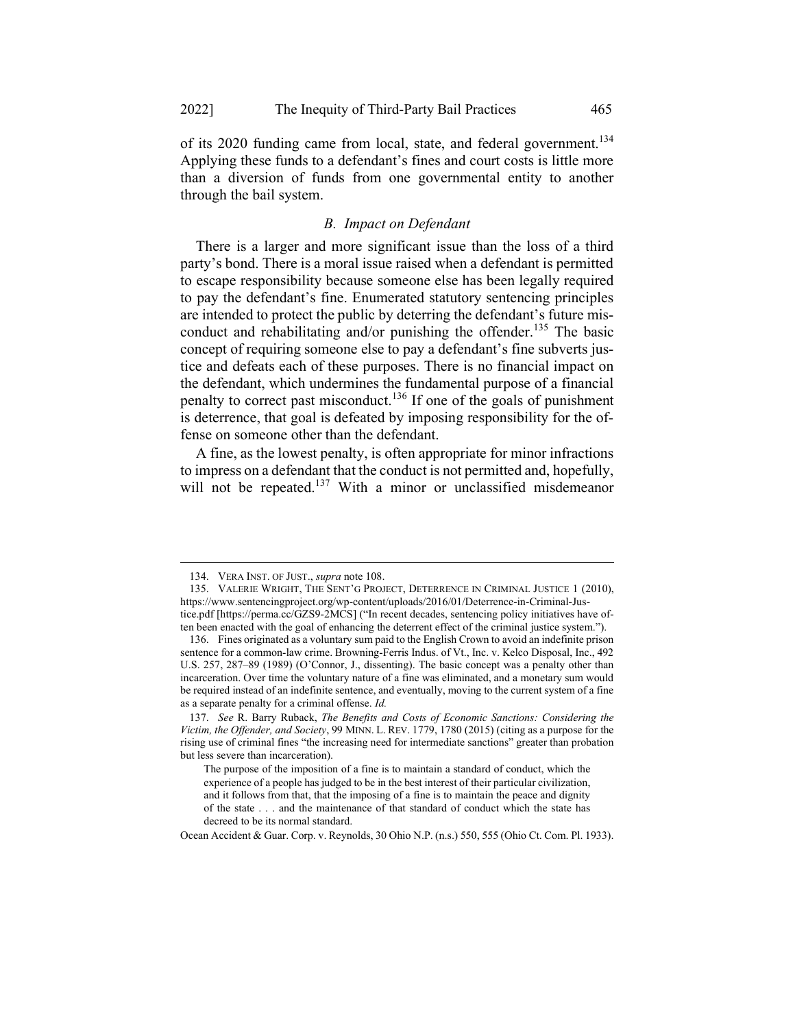of its 2020 funding came from local, state, and federal government.[134] Applying these funds to a defendant's fines and court costs is little more than a diversion of funds from one governmental entity to another through the bail system.

### *B. Impact on Defendant*

There is a larger and more significant issue than the loss of a third party's bond. There is a moral issue raised when a defendant is permitted to escape responsibility because someone else has been legally required to pay the defendant's fine. Enumerated statutory sentencing principles are intended to protect the public by deterring the defendant's future misconduct and rehabilitating and/or punishing the offender.[135] The basic concept of requiring someone else to pay a defendant's fine subverts justice and defeats each of these purposes. There is no financial impact on the defendant, which undermines the fundamental purpose of a financial penalty to correct past misconduct.[136] If one of the goals of punishment is deterrence, that goal is defeated by imposing responsibility for the offense on someone other than the defendant.

A fine, as the lowest penalty, is often appropriate for minor infractions to impress on a defendant that the conduct is not permitted and, hopefully, will not be repeated.[137] With a minor or unclassified misdemeanor

---

134. VERA INST. OF JUST., *supra* note 108.

135. VALERIE WRIGHT, THE SENT'G PROJECT, DETERRENCE IN CRIMINAL JUSTICE 1 (2010), https://www.sentencingproject.org/wp-content/uploads/2016/01/Deterrence-in-Criminal-Justice.pdf [https://perma.cc/GZS9-2MCS] ("In recent decades, sentencing policy initiatives have often been enacted with the goal of enhancing the deterrent effect of the criminal justice system.").

136. Fines originated as a voluntary sum paid to the English Crown to avoid an indefinite prison sentence for a common-law crime. Browning-Ferris Indus. of Vt., Inc. v. Kelco Disposal, Inc., 492 U.S. 257, 287–89 (1989) (O'Connor, J., dissenting). The basic concept was a penalty other than incarceration. Over time the voluntary nature of a fine was eliminated, and a monetary sum would be required instead of an indefinite sentence, and eventually, moving to the current system of a fine as a separate penalty for a criminal offense. *Id.*

137. *See* R. Barry Ruback, *The Benefits and Costs of Economic Sanctions: Considering the Victim, the Offender, and Society*, 99 MINN. L. REV. 1779, 1780 (2015) (citing as a purpose for the rising use of criminal fines "the increasing need for intermediate sanctions" greater than probation but less severe than incarceration).

> The purpose of the imposition of a fine is to maintain a standard of conduct, which the experience of a people has judged to be in the best interest of their particular civilization, and it follows from that, that the imposing of a fine is to maintain the peace and dignity of the state . . . and the maintenance of that standard of conduct which the state has decreed to be its normal standard.

Ocean Accident & Guar. Corp. v. Reynolds, 30 Ohio N.P. (n.s.) 550, 555 (Ohio Ct. Com. Pl. 1933).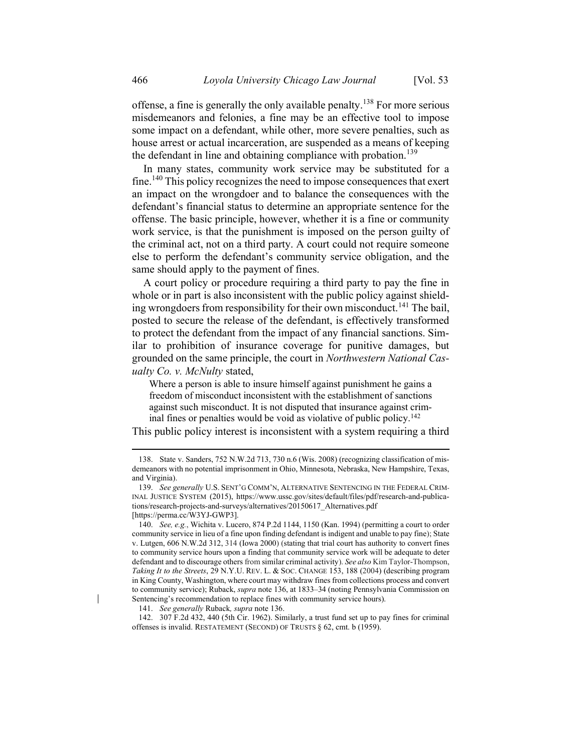offense, a fine is generally the only available penalty.[138] For more serious misdemeanors and felonies, a fine may be an effective tool to impose some impact on a defendant, while other, more severe penalties, such as house arrest or actual incarceration, are suspended as a means of keeping the defendant in line and obtaining compliance with probation.[139]

In many states, community work service may be substituted for a fine.[140] This policy recognizes the need to impose consequences that exert an impact on the wrongdoer and to balance the consequences with the defendant's financial status to determine an appropriate sentence for the offense. The basic principle, however, whether it is a fine or community work service, is that the punishment is imposed on the person guilty of the criminal act, not on a third party. A court could not require someone else to perform the defendant's community service obligation, and the same should apply to the payment of fines.

A court policy or procedure requiring a third party to pay the fine in whole or in part is also inconsistent with the public policy against shielding wrongdoers from responsibility for their own misconduct.[141] The bail, posted to secure the release of the defendant, is effectively transformed to protect the defendant from the impact of any financial sanctions. Similar to prohibition of insurance coverage for punitive damages, but grounded on the same principle, the court in *Northwestern National Casualty Co. v. McNulty* stated,

> Where a person is able to insure himself against punishment he gains a freedom of misconduct inconsistent with the establishment of sanctions against such misconduct. It is not disputed that insurance against criminal fines or penalties would be void as violative of public policy.[142]

This public policy interest is inconsistent with a system requiring a third

---

138. State v. Sanders, 752 N.W.2d 713, 730 n.6 (Wis. 2008) (recognizing classification of misdemeanors with no potential imprisonment in Ohio, Minnesota, Nebraska, New Hampshire, Texas, and Virginia).

139. *See generally* U.S. SENT'G COMM'N, ALTERNATIVE SENTENCING IN THE FEDERAL CRIMINAL JUSTICE SYSTEM (2015), https://www.ussc.gov/sites/default/files/pdf/research-and-publications/research-projects-and-surveys/alternatives/20150617_Alternatives.pdf [https://perma.cc/W3YJ-GWP3].

140. *See, e.g.*, Wichita v. Lucero, 874 P.2d 1144, 1150 (Kan. 1994) (permitting a court to order community service in lieu of a fine upon finding defendant is indigent and unable to pay fine); State v. Lutgen, 606 N.W.2d 312, 314 (Iowa 2000) (stating that trial court has authority to convert fines to community service hours upon a finding that community service work will be adequate to deter defendant and to discourage others from similar criminal activity). *See also* Kim Taylor-Thompson, *Taking It to the Streets*, 29 N.Y.U. REV. L. & SOC. CHANGE 153, 188 (2004) (describing program in King County, Washington, where court may withdraw fines from collections process and convert to community service); Ruback, *supra* note 136, at 1833–34 (noting Pennsylvania Commission on Sentencing's recommendation to replace fines with community service hours).

141. *See generally* Ruback*, supra* note 136.

142. 307 F.2d 432, 440 (5th Cir. 1962). Similarly, a trust fund set up to pay fines for criminal offenses is invalid. RESTATEMENT (SECOND) OF TRUSTS § 62, cmt. b (1959).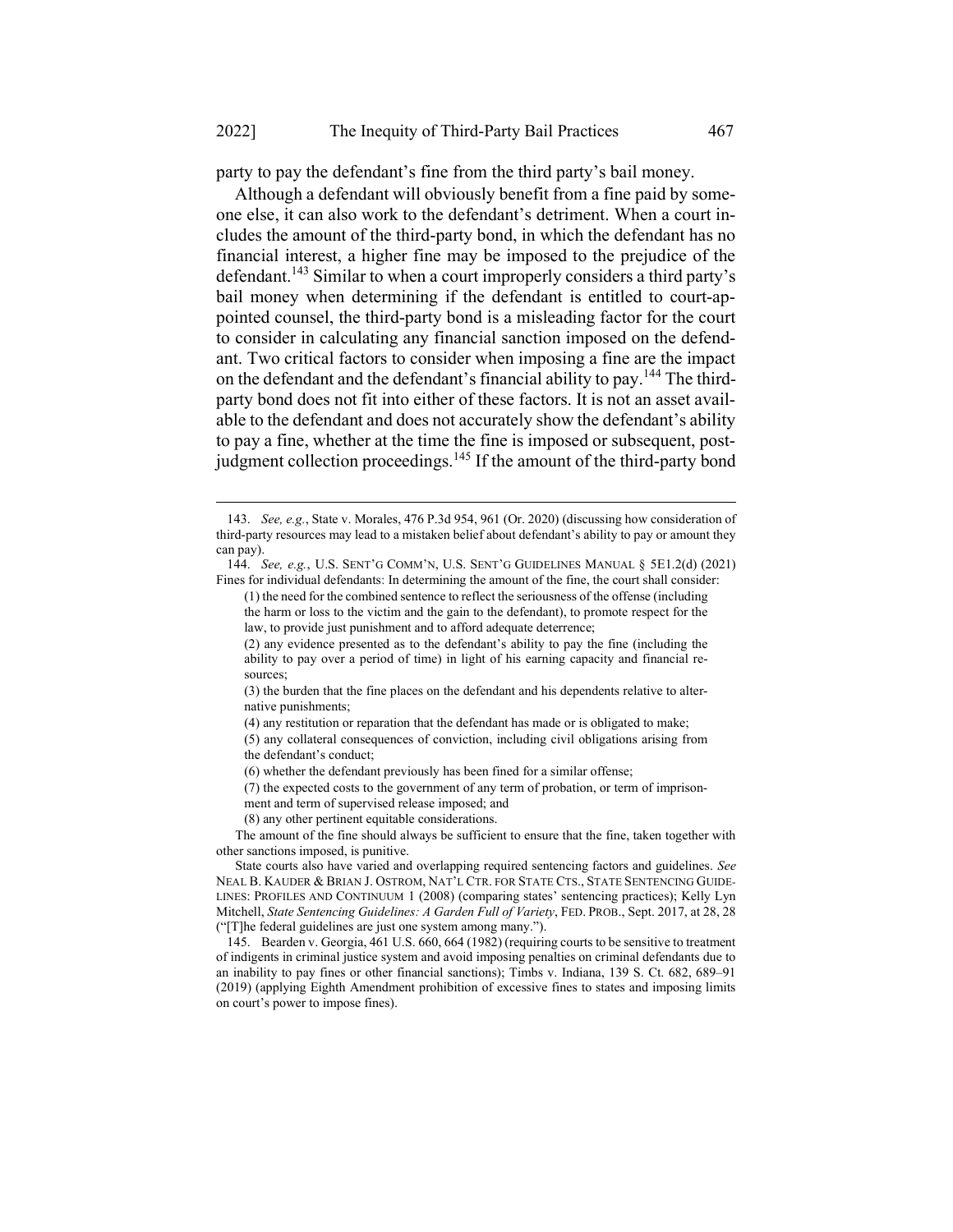party to pay the defendant's fine from the third party's bail money.

Although a defendant will obviously benefit from a fine paid by someone else, it can also work to the defendant's detriment. When a court includes the amount of the third-party bond, in which the defendant has no financial interest, a higher fine may be imposed to the prejudice of the defendant.[143] Similar to when a court improperly considers a third party's bail money when determining if the defendant is entitled to court-appointed counsel, the third-party bond is a misleading factor for the court to consider in calculating any financial sanction imposed on the defendant. Two critical factors to consider when imposing a fine are the impact on the defendant and the defendant's financial ability to pay.[144] The third-party bond does not fit into either of these factors. It is not an asset available to the defendant and does not accurately show the defendant's ability to pay a fine, whether at the time the fine is imposed or subsequent, post-judgment collection proceedings.[145] If the amount of the third-party bond

---

143. *See, e.g.*, State v. Morales, 476 P.3d 954, 961 (Or. 2020) (discussing how consideration of third-party resources may lead to a mistaken belief about defendant's ability to pay or amount they can pay).

144. *See, e.g.*, U.S. SENT'G COMM'N, U.S. SENT'G GUIDELINES MANUAL § 5E1.2(d) (2021) Fines for individual defendants: In determining the amount of the fine, the court shall consider:

> (1) the need for the combined sentence to reflect the seriousness of the offense (including the harm or loss to the victim and the gain to the defendant), to promote respect for the law, to provide just punishment and to afford adequate deterrence;
>
> (2) any evidence presented as to the defendant's ability to pay the fine (including the ability to pay over a period of time) in light of his earning capacity and financial resources;
>
> (3) the burden that the fine places on the defendant and his dependents relative to alternative punishments;
>
> (4) any restitution or reparation that the defendant has made or is obligated to make;
>
> (5) any collateral consequences of conviction, including civil obligations arising from the defendant's conduct;
>
> (6) whether the defendant previously has been fined for a similar offense;
>
> (7) the expected costs to the government of any term of probation, or term of imprisonment and term of supervised release imposed; and
>
> (8) any other pertinent equitable considerations.

The amount of the fine should always be sufficient to ensure that the fine, taken together with other sanctions imposed, is punitive.

State courts also have varied and overlapping required sentencing factors and guidelines. *See* NEAL B. KAUDER & BRIAN J. OSTROM, NAT'L CTR. FOR STATE CTS., STATE SENTENCING GUIDELINES: PROFILES AND CONTINUUM 1 (2008) (comparing states' sentencing practices); Kelly Lyn Mitchell, *State Sentencing Guidelines: A Garden Full of Variety*, FED. PROB., Sept. 2017, at 28, 28 ("[T]he federal guidelines are just one system among many.").

145. Bearden v. Georgia, 461 U.S. 660, 664 (1982) (requiring courts to be sensitive to treatment of indigents in criminal justice system and avoid imposing penalties on criminal defendants due to an inability to pay fines or other financial sanctions); Timbs v. Indiana, 139 S. Ct. 682, 689–91 (2019) (applying Eighth Amendment prohibition of excessive fines to states and imposing limits on court's power to impose fines).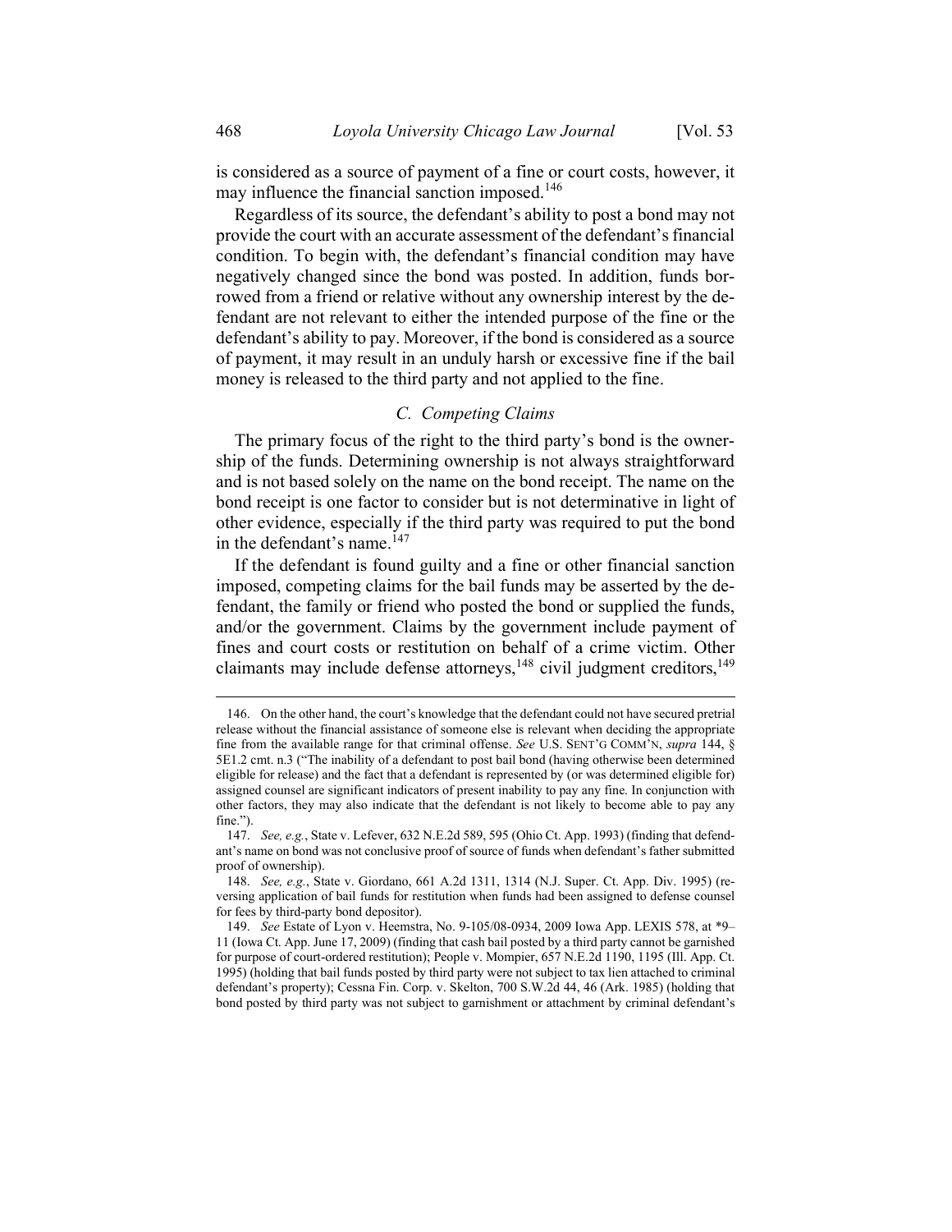is considered as a source of payment of a fine or court costs, however, it may influence the financial sanction imposed.[146]

Regardless of its source, the defendant's ability to post a bond may not provide the court with an accurate assessment of the defendant's financial condition. To begin with, the defendant's financial condition may have negatively changed since the bond was posted. In addition, funds borrowed from a friend or relative without any ownership interest by the defendant are not relevant to either the intended purpose of the fine or the defendant's ability to pay. Moreover, if the bond is considered as a source of payment, it may result in an unduly harsh or excessive fine if the bail money is released to the third party and not applied to the fine.

### *C. Competing Claims*

The primary focus of the right to the third party's bond is the ownership of the funds. Determining ownership is not always straightforward and is not based solely on the name on the bond receipt. The name on the bond receipt is one factor to consider but is not determinative in light of other evidence, especially if the third party was required to put the bond in the defendant's name.[147]

If the defendant is found guilty and a fine or other financial sanction imposed, competing claims for the bail funds may be asserted by the defendant, the family or friend who posted the bond or supplied the funds, and/or the government. Claims by the government include payment of fines and court costs or restitution on behalf of a crime victim. Other claimants may include defense attorneys,[148] civil judgment creditors,[149]

---

146. On the other hand, the court's knowledge that the defendant could not have secured pretrial release without the financial assistance of someone else is relevant when deciding the appropriate fine from the available range for that criminal offense. *See* U.S. SENT'G COMM'N, *supra* 144, § 5E1.2 cmt. n.3 ("The inability of a defendant to post bail bond (having otherwise been determined eligible for release) and the fact that a defendant is represented by (or was determined eligible for) assigned counsel are significant indicators of present inability to pay any fine. In conjunction with other factors, they may also indicate that the defendant is not likely to become able to pay any fine.").

147. *See, e.g.*, State v. Lefever, 632 N.E.2d 589, 595 (Ohio Ct. App. 1993) (finding that defendant's name on bond was not conclusive proof of source of funds when defendant's father submitted proof of ownership).

148. *See, e.g.*, State v. Giordano, 661 A.2d 1311, 1314 (N.J. Super. Ct. App. Div. 1995) (reversing application of bail funds for restitution when funds had been assigned to defense counsel for fees by third-party bond depositor).

149. *See* Estate of Lyon v. Heemstra, No. 9-105/08-0934, 2009 Iowa App. LEXIS 578, at *9–11 (Iowa Ct. App. June 17, 2009) (finding that cash bail posted by a third party cannot be garnished for purpose of court-ordered restitution); People v. Mompier, 657 N.E.2d 1190, 1195 (Ill. App. Ct. 1995) (holding that bail funds posted by third party were not subject to tax lien attached to criminal defendant's property); Cessna Fin. Corp. v. Skelton, 700 S.W.2d 44, 46 (Ark. 1985) (holding that bond posted by third party was not subject to garnishment or attachment by criminal defendant's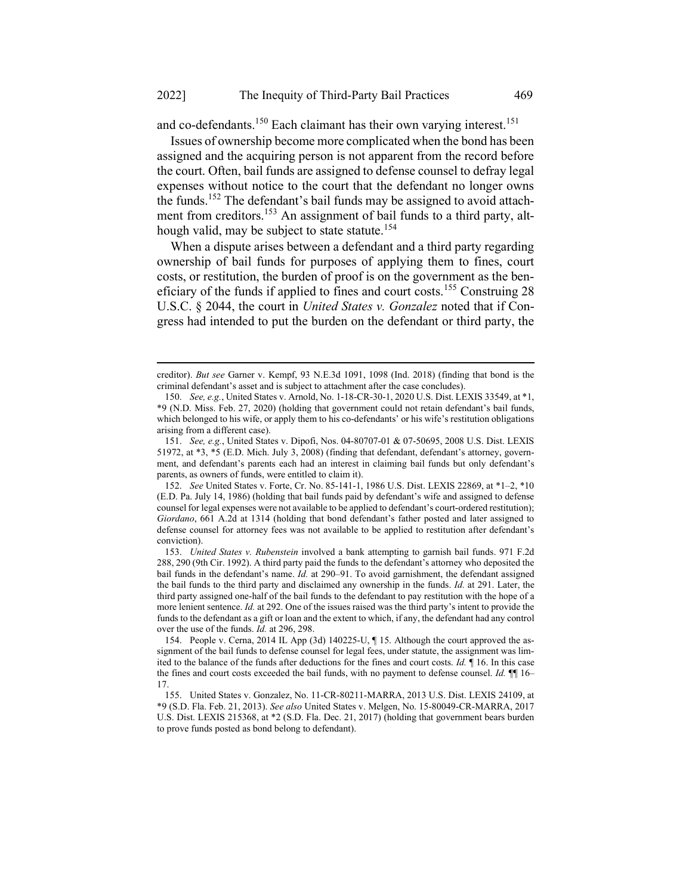and co-defendants.[150] Each claimant has their own varying interest.[151]

Issues of ownership become more complicated when the bond has been assigned and the acquiring person is not apparent from the record before the court. Often, bail funds are assigned to defense counsel to defray legal expenses without notice to the court that the defendant no longer owns the funds.[152] The defendant's bail funds may be assigned to avoid attachment from creditors.[153] An assignment of bail funds to a third party, although valid, may be subject to state statute.[154]

When a dispute arises between a defendant and a third party regarding ownership of bail funds for purposes of applying them to fines, court costs, or restitution, the burden of proof is on the government as the beneficiary of the funds if applied to fines and court costs.[155] Construing 28 U.S.C. § 2044, the court in *United States v. Gonzalez* noted that if Congress had intended to put the burden on the defendant or third party, the

---

creditor). *But see* Garner v. Kempf, 93 N.E.3d 1091, 1098 (Ind. 2018) (finding that bond is the criminal defendant's asset and is subject to attachment after the case concludes).

150. *See, e.g.*, United States v. Arnold, No. 1-18-CR-30-1, 2020 U.S. Dist. LEXIS 33549, at *1, *9 (N.D. Miss. Feb. 27, 2020) (holding that government could not retain defendant's bail funds, which belonged to his wife, or apply them to his co-defendants' or his wife's restitution obligations arising from a different case).

151. *See, e.g.*, United States v. Dipofi, Nos. 04-80707-01 & 07-50695, 2008 U.S. Dist. LEXIS 51972, at *3, *5 (E.D. Mich. July 3, 2008) (finding that defendant, defendant's attorney, government, and defendant's parents each had an interest in claiming bail funds but only defendant's parents, as owners of funds, were entitled to claim it).

152. *See* United States v. Forte, Cr. No. 85-141-1, 1986 U.S. Dist. LEXIS 22869, at *1–2, *10 (E.D. Pa. July 14, 1986) (holding that bail funds paid by defendant's wife and assigned to defense counsel for legal expenses were not available to be applied to defendant's court-ordered restitution); *Giordano*, 661 A.2d at 1314 (holding that bond defendant's father posted and later assigned to defense counsel for attorney fees was not available to be applied to restitution after defendant's conviction).

153. *United States v. Rubenstein* involved a bank attempting to garnish bail funds. 971 F.2d 288, 290 (9th Cir. 1992). A third party paid the funds to the defendant's attorney who deposited the bail funds in the defendant's name. *Id.* at 290–91. To avoid garnishment, the defendant assigned the bail funds to the third party and disclaimed any ownership in the funds. *Id.* at 291. Later, the third party assigned one-half of the bail funds to the defendant to pay restitution with the hope of a more lenient sentence. *Id.* at 292. One of the issues raised was the third party's intent to provide the funds to the defendant as a gift or loan and the extent to which, if any, the defendant had any control over the use of the funds. *Id.* at 296, 298.

154. People v. Cerna, 2014 IL App (3d) 140225-U, ¶ 15. Although the court approved the assignment of the bail funds to defense counsel for legal fees, under statute, the assignment was limited to the balance of the funds after deductions for the fines and court costs. *Id.* ¶ 16. In this case the fines and court costs exceeded the bail funds, with no payment to defense counsel. *Id.* ¶¶ 16–17.

155. United States v. Gonzalez, No. 11-CR-80211-MARRA, 2013 U.S. Dist. LEXIS 24109, at *9 (S.D. Fla. Feb. 21, 2013). *See also* United States v. Melgen, No. 15-80049-CR-MARRA, 2017 U.S. Dist. LEXIS 215368, at *2 (S.D. Fla. Dec. 21, 2017) (holding that government bears burden to prove funds posted as bond belong to defendant).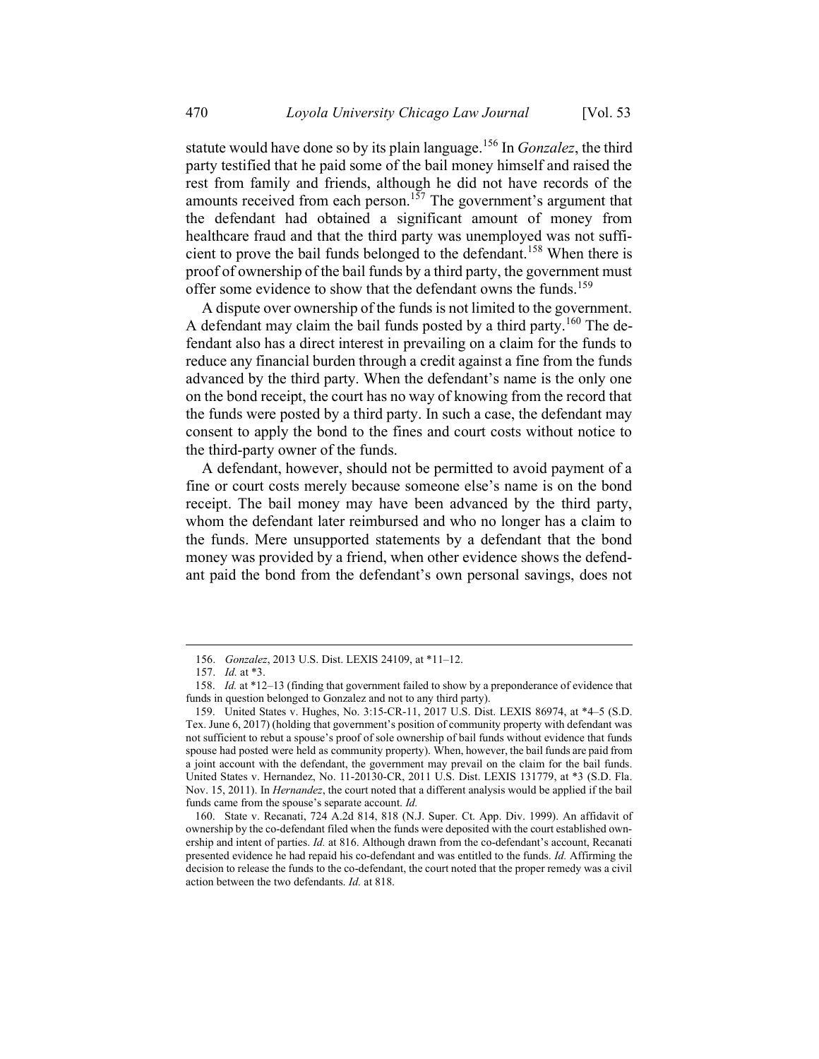statute would have done so by its plain language.[156] In *Gonzalez*, the third party testified that he paid some of the bail money himself and raised the rest from family and friends, although he did not have records of the amounts received from each person.[157] The government's argument that the defendant had obtained a significant amount of money from healthcare fraud and that the third party was unemployed was not sufficient to prove the bail funds belonged to the defendant.[158] When there is proof of ownership of the bail funds by a third party, the government must offer some evidence to show that the defendant owns the funds.[159]

A dispute over ownership of the funds is not limited to the government. A defendant may claim the bail funds posted by a third party.[160] The defendant also has a direct interest in prevailing on a claim for the funds to reduce any financial burden through a credit against a fine from the funds advanced by the third party. When the defendant's name is the only one on the bond receipt, the court has no way of knowing from the record that the funds were posted by a third party. In such a case, the defendant may consent to apply the bond to the fines and court costs without notice to the third-party owner of the funds.

A defendant, however, should not be permitted to avoid payment of a fine or court costs merely because someone else's name is on the bond receipt. The bail money may have been advanced by the third party, whom the defendant later reimbursed and who no longer has a claim to the funds. Mere unsupported statements by a defendant that the bond money was provided by a friend, when other evidence shows the defendant paid the bond from the defendant's own personal savings, does not

---

156. *Gonzalez*, 2013 U.S. Dist. LEXIS 24109, at *11–12.

157. *Id.* at *3.

158. *Id.* at *12–13 (finding that government failed to show by a preponderance of evidence that funds in question belonged to Gonzalez and not to any third party).

159. United States v. Hughes, No. 3:15-CR-11, 2017 U.S. Dist. LEXIS 86974, at *4–5 (S.D. Tex. June 6, 2017) (holding that government's position of community property with defendant was not sufficient to rebut a spouse's proof of sole ownership of bail funds without evidence that funds spouse had posted were held as community property). When, however, the bail funds are paid from a joint account with the defendant, the government may prevail on the claim for the bail funds. United States v. Hernandez, No. 11-20130-CR, 2011 U.S. Dist. LEXIS 131779, at *3 (S.D. Fla. Nov. 15, 2011). In *Hernandez*, the court noted that a different analysis would be applied if the bail funds came from the spouse's separate account. *Id.*

160. State v. Recanati, 724 A.2d 814, 818 (N.J. Super. Ct. App. Div. 1999). An affidavit of ownership by the co-defendant filed when the funds were deposited with the court established ownership and intent of parties. *Id.* at 816. Although drawn from the co-defendant's account, Recanati presented evidence he had repaid his co-defendant and was entitled to the funds. *Id.* Affirming the decision to release the funds to the co-defendant, the court noted that the proper remedy was a civil action between the two defendants. *Id.* at 818.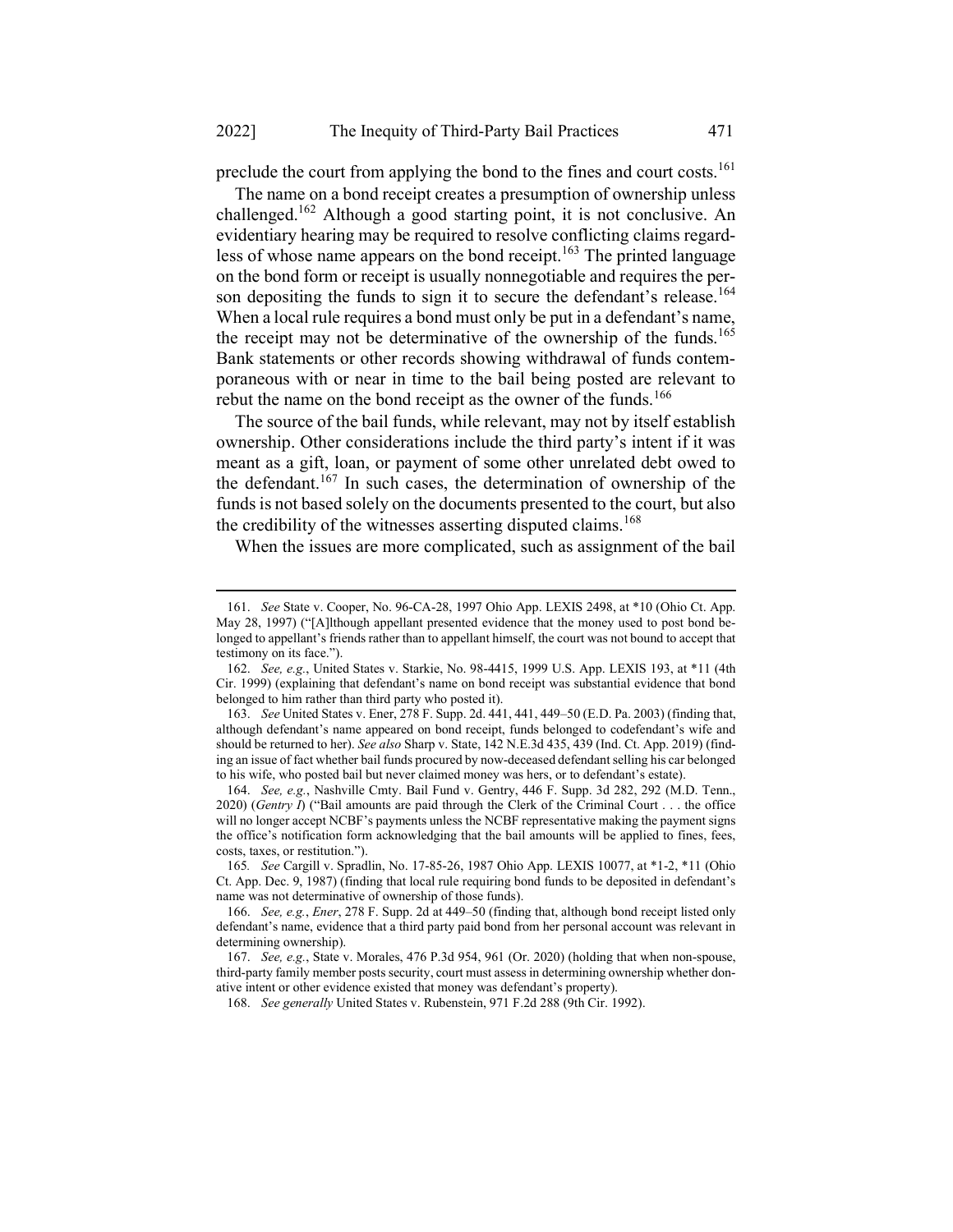preclude the court from applying the bond to the fines and court costs.[161]

The name on a bond receipt creates a presumption of ownership unless challenged.[162] Although a good starting point, it is not conclusive. An evidentiary hearing may be required to resolve conflicting claims regardless of whose name appears on the bond receipt.[163] The printed language on the bond form or receipt is usually nonnegotiable and requires the person depositing the funds to sign it to secure the defendant's release.[164] When a local rule requires a bond must only be put in a defendant's name, the receipt may not be determinative of the ownership of the funds.[165] Bank statements or other records showing withdrawal of funds contemporaneous with or near in time to the bail being posted are relevant to rebut the name on the bond receipt as the owner of the funds.[166]

The source of the bail funds, while relevant, may not by itself establish ownership. Other considerations include the third party's intent if it was meant as a gift, loan, or payment of some other unrelated debt owed to the defendant.[167] In such cases, the determination of ownership of the funds is not based solely on the documents presented to the court, but also the credibility of the witnesses asserting disputed claims.[168]

When the issues are more complicated, such as assignment of the bail

---

161. *See* State v. Cooper, No. 96-CA-28, 1997 Ohio App. LEXIS 2498, at *10 (Ohio Ct. App. May 28, 1997) ("[A]lthough appellant presented evidence that the money used to post bond belonged to appellant's friends rather than to appellant himself, the court was not bound to accept that testimony on its face.").

162. *See, e.g.*, United States v. Starkie, No. 98-4415, 1999 U.S. App. LEXIS 193, at *11 (4th Cir. 1999) (explaining that defendant's name on bond receipt was substantial evidence that bond belonged to him rather than third party who posted it).

163. *See* United States v. Ener, 278 F. Supp. 2d. 441, 441, 449–50 (E.D. Pa. 2003) (finding that, although defendant's name appeared on bond receipt, funds belonged to codefendant's wife and should be returned to her). *See also* Sharp v. State, 142 N.E.3d 435, 439 (Ind. Ct. App. 2019) (finding an issue of fact whether bail funds procured by now-deceased defendant selling his car belonged to his wife, who posted bail but never claimed money was hers, or to defendant's estate).

164. *See, e.g.*, Nashville Cmty. Bail Fund v. Gentry, 446 F. Supp. 3d 282, 292 (M.D. Tenn., 2020) (*Gentry I*) ("Bail amounts are paid through the Clerk of the Criminal Court . . . the office will no longer accept NCBF's payments unless the NCBF representative making the payment signs the office's notification form acknowledging that the bail amounts will be applied to fines, fees, costs, taxes, or restitution.").

165. *See* Cargill v. Spradlin, No. 17-85-26, 1987 Ohio App. LEXIS 10077, at *1-2, *11 (Ohio Ct. App. Dec. 9, 1987) (finding that local rule requiring bond funds to be deposited in defendant's name was not determinative of ownership of those funds).

166. *See, e.g.*, *Ener*, 278 F. Supp. 2d at 449–50 (finding that, although bond receipt listed only defendant's name, evidence that a third party paid bond from her personal account was relevant in determining ownership).

167. *See, e.g.*, State v. Morales, 476 P.3d 954, 961 (Or. 2020) (holding that when non-spouse, third-party family member posts security, court must assess in determining ownership whether donative intent or other evidence existed that money was defendant's property).

168. *See generally* United States v. Rubenstein, 971 F.2d 288 (9th Cir. 1992).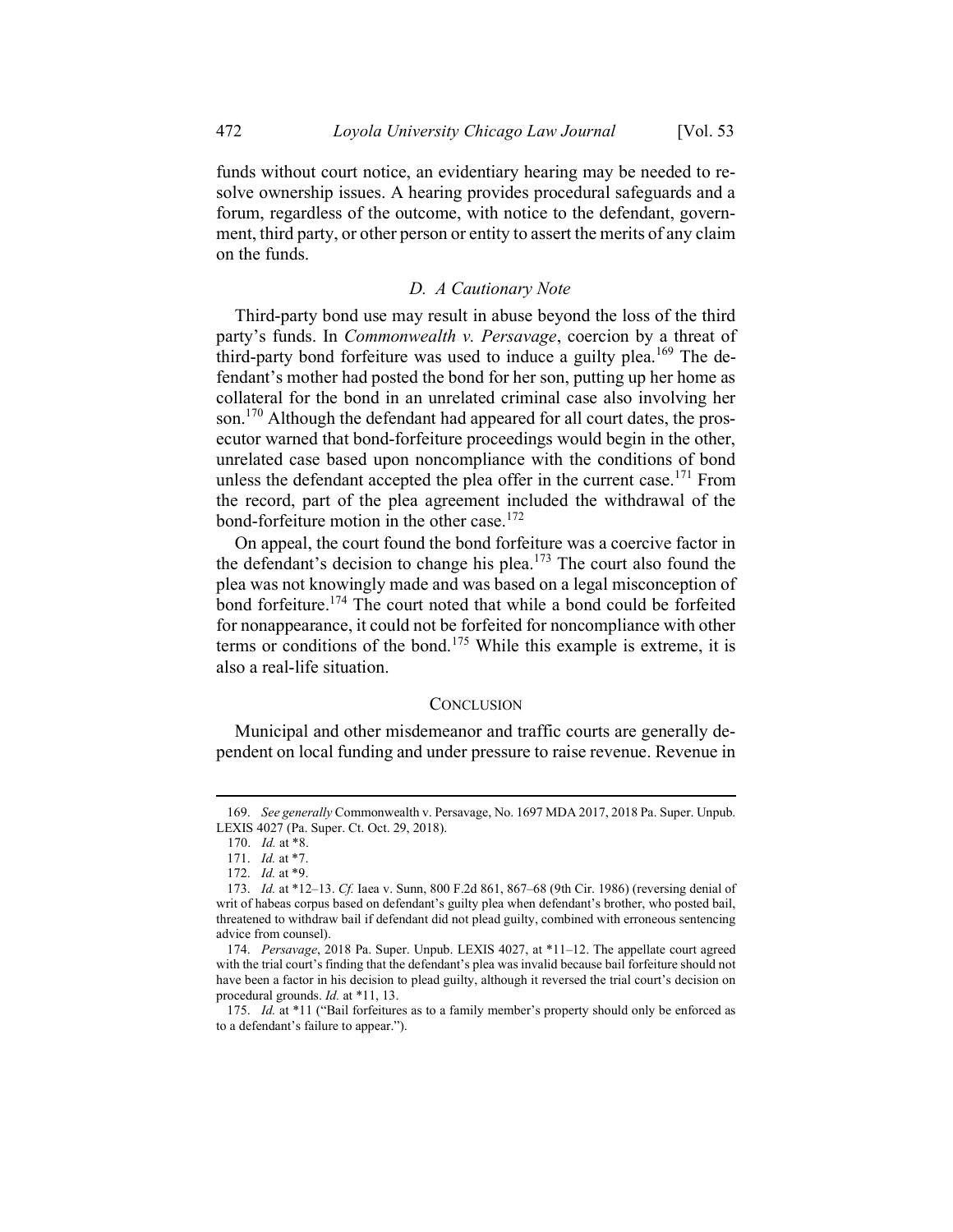funds without court notice, an evidentiary hearing may be needed to resolve ownership issues. A hearing provides procedural safeguards and a forum, regardless of the outcome, with notice to the defendant, government, third party, or other person or entity to assert the merits of any claim on the funds.

### *D. A Cautionary Note*

Third-party bond use may result in abuse beyond the loss of the third party's funds. In *Commonwealth v. Persavage*, coercion by a threat of third-party bond forfeiture was used to induce a guilty plea.[169] The defendant's mother had posted the bond for her son, putting up her home as collateral for the bond in an unrelated criminal case also involving her son.[170] Although the defendant had appeared for all court dates, the prosecutor warned that bond-forfeiture proceedings would begin in the other, unrelated case based upon noncompliance with the conditions of bond unless the defendant accepted the plea offer in the current case.[171] From the record, part of the plea agreement included the withdrawal of the bond-forfeiture motion in the other case.[172]

On appeal, the court found the bond forfeiture was a coercive factor in the defendant's decision to change his plea.[173] The court also found the plea was not knowingly made and was based on a legal misconception of bond forfeiture.[174] The court noted that while a bond could be forfeited for nonappearance, it could not be forfeited for noncompliance with other terms or conditions of the bond.[175] While this example is extreme, it is also a real-life situation.

## CONCLUSION

Municipal and other misdemeanor and traffic courts are generally dependent on local funding and under pressure to raise revenue. Revenue in

---

169. *See generally* Commonwealth v. Persavage, No. 1697 MDA 2017, 2018 Pa. Super. Unpub. LEXIS 4027 (Pa. Super. Ct. Oct. 29, 2018).

170. *Id.* at *8.

171. *Id.* at *7.

172. *Id.* at *9.

173. *Id.* at *12–13. *Cf.* Iaea v. Sunn, 800 F.2d 861, 867–68 (9th Cir. 1986) (reversing denial of writ of habeas corpus based on defendant's guilty plea when defendant's brother, who posted bail, threatened to withdraw bail if defendant did not plead guilty, combined with erroneous sentencing advice from counsel).

174. *Persavage*, 2018 Pa. Super. Unpub. LEXIS 4027, at *11–12. The appellate court agreed with the trial court's finding that the defendant's plea was invalid because bail forfeiture should not have been a factor in his decision to plead guilty, although it reversed the trial court's decision on procedural grounds. *Id.* at *11, 13.

175. *Id.* at *11 ("Bail forfeitures as to a family member's property should only be enforced as to a defendant's failure to appear.").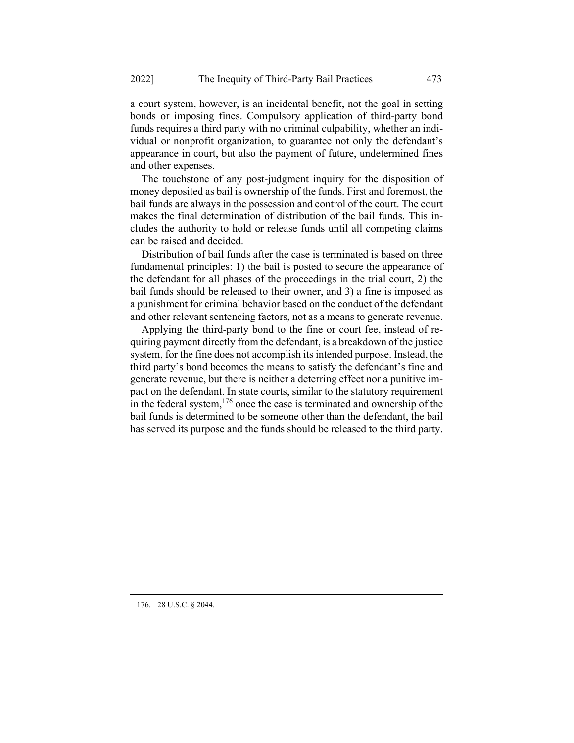a court system, however, is an incidental benefit, not the goal in setting bonds or imposing fines. Compulsory application of third-party bond funds requires a third party with no criminal culpability, whether an individual or nonprofit organization, to guarantee not only the defendant's appearance in court, but also the payment of future, undetermined fines and other expenses.

The touchstone of any post-judgment inquiry for the disposition of money deposited as bail is ownership of the funds. First and foremost, the bail funds are always in the possession and control of the court. The court makes the final determination of distribution of the bail funds. This includes the authority to hold or release funds until all competing claims can be raised and decided.

Distribution of bail funds after the case is terminated is based on three fundamental principles: 1) the bail is posted to secure the appearance of the defendant for all phases of the proceedings in the trial court, 2) the bail funds should be released to their owner, and 3) a fine is imposed as a punishment for criminal behavior based on the conduct of the defendant and other relevant sentencing factors, not as a means to generate revenue.

Applying the third-party bond to the fine or court fee, instead of requiring payment directly from the defendant, is a breakdown of the justice system, for the fine does not accomplish its intended purpose. Instead, the third party's bond becomes the means to satisfy the defendant's fine and generate revenue, but there is neither a deterring effect nor a punitive impact on the defendant. In state courts, similar to the statutory requirement in the federal system,[176] once the case is terminated and ownership of the bail funds is determined to be someone other than the defendant, the bail has served its purpose and the funds should be released to the third party.

176. 28 U.S.C. § 2044.